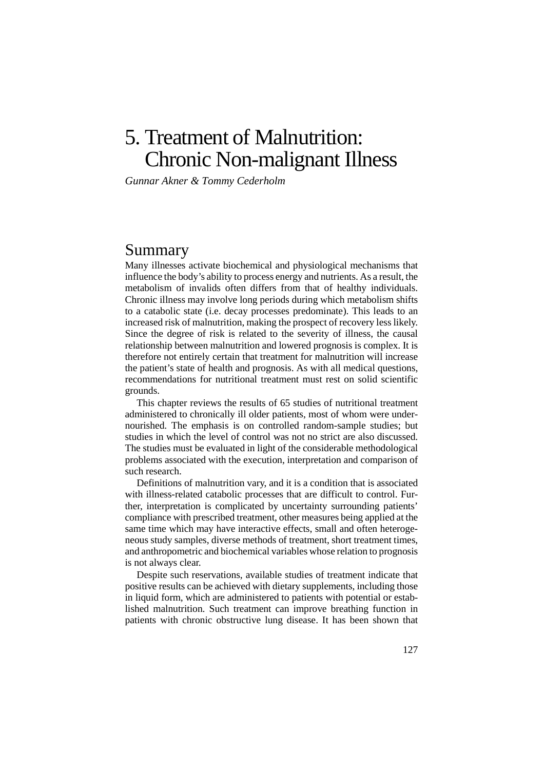# 5. Treatment of Malnutrition: Chronic Non-malignant Illness

*Gunnar Akner & Tommy Cederholm*

## Summary

Many illnesses activate biochemical and physiological mechanisms that influence the body's ability to process energy and nutrients. As a result, the metabolism of invalids often differs from that of healthy individuals. Chronic illness may involve long periods during which metabolism shifts to a catabolic state (i.e. decay processes predominate). This leads to an increased risk of malnutrition, making the prospect of recovery less likely. Since the degree of risk is related to the severity of illness, the causal relationship between malnutrition and lowered prognosis is complex. It is therefore not entirely certain that treatment for malnutrition will increase the patient's state of health and prognosis. As with all medical questions, recommendations for nutritional treatment must rest on solid scientific grounds.

This chapter reviews the results of 65 studies of nutritional treatment administered to chronically ill older patients, most of whom were undernourished. The emphasis is on controlled random-sample studies; but studies in which the level of control was not no strict are also discussed. The studies must be evaluated in light of the considerable methodological problems associated with the execution, interpretation and comparison of such research.

Definitions of malnutrition vary, and it is a condition that is associated with illness-related catabolic processes that are difficult to control. Further, interpretation is complicated by uncertainty surrounding patients' compliance with prescribed treatment, other measures being applied at the same time which may have interactive effects, small and often heterogeneous study samples, diverse methods of treatment, short treatment times, and anthropometric and biochemical variables whose relation to prognosis is not always clear.

Despite such reservations, available studies of treatment indicate that positive results can be achieved with dietary supplements, including those in liquid form, which are administered to patients with potential or established malnutrition. Such treatment can improve breathing function in patients with chronic obstructive lung disease. It has been shown that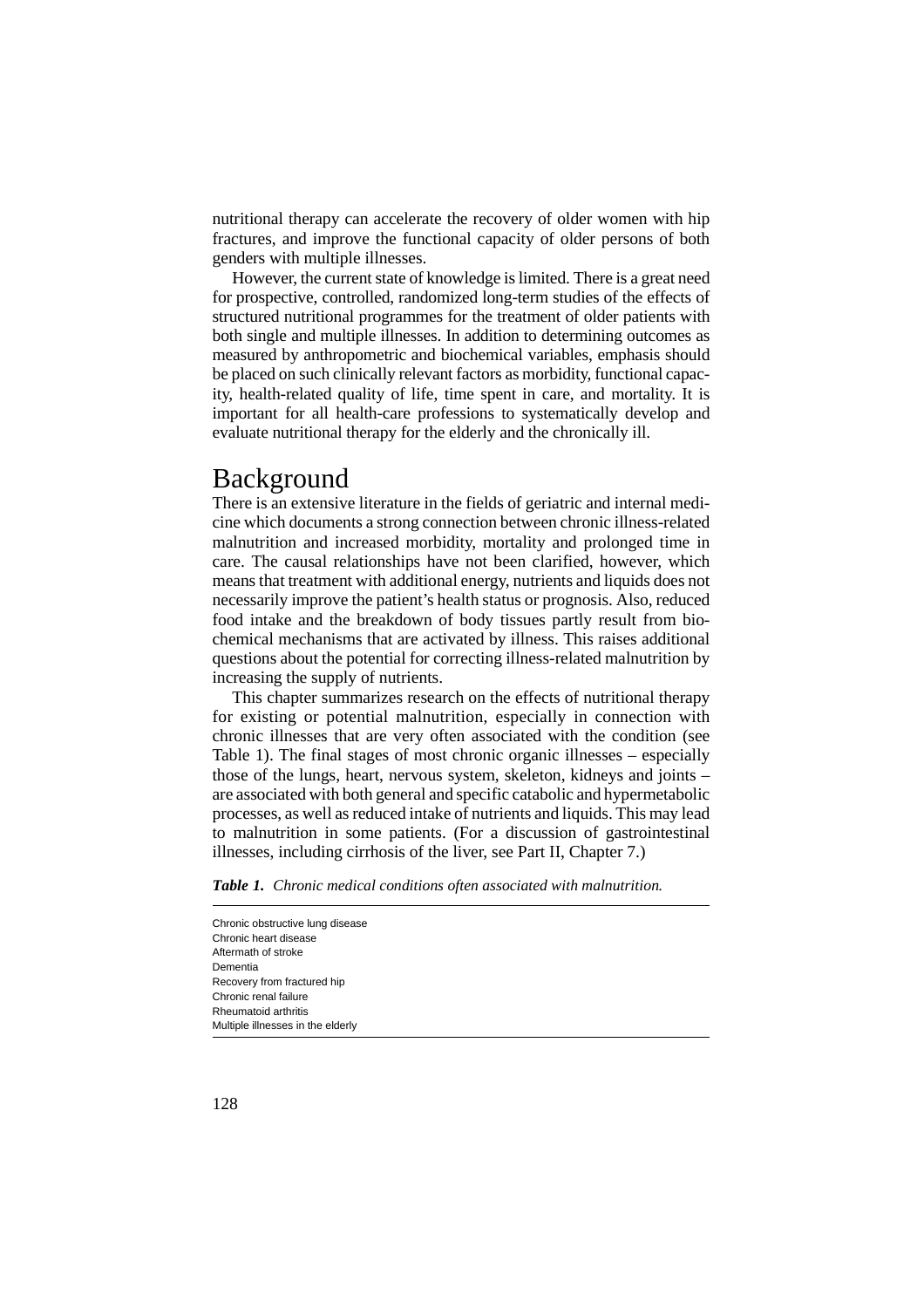nutritional therapy can accelerate the recovery of older women with hip fractures, and improve the functional capacity of older persons of both genders with multiple illnesses.

However, the current state of knowledge is limited. There is a great need for prospective, controlled, randomized long-term studies of the effects of structured nutritional programmes for the treatment of older patients with both single and multiple illnesses. In addition to determining outcomes as measured by anthropometric and biochemical variables, emphasis should be placed on such clinically relevant factors as morbidity, functional capacity, health-related quality of life, time spent in care, and mortality. It is important for all health-care professions to systematically develop and evaluate nutritional therapy for the elderly and the chronically ill.

# Background

There is an extensive literature in the fields of geriatric and internal medicine which documents a strong connection between chronic illness-related malnutrition and increased morbidity, mortality and prolonged time in care. The causal relationships have not been clarified, however, which means that treatment with additional energy, nutrients and liquids does not necessarily improve the patient's health status or prognosis. Also, reduced food intake and the breakdown of body tissues partly result from biochemical mechanisms that are activated by illness. This raises additional questions about the potential for correcting illness-related malnutrition by increasing the supply of nutrients.

This chapter summarizes research on the effects of nutritional therapy for existing or potential malnutrition, especially in connection with chronic illnesses that are very often associated with the condition (see Table 1). The final stages of most chronic organic illnesses – especially those of the lungs, heart, nervous system, skeleton, kidneys and joints – are associated with both general and specific catabolic and hypermetabolic processes, as well as reduced intake of nutrients and liquids. This may lead to malnutrition in some patients. (For a discussion of gastrointestinal illnesses, including cirrhosis of the liver, see Part II, Chapter 7.)

***Table 1.** Chronic medical conditions often associated with malnutrition.*

| Chronic medical conditions |
|---|
| Chronic obstructive lung disease |
| Chronic heart disease |
| Aftermath of stroke |
| Dementia |
| Recovery from fractured hip |
| Chronic renal failure |
| Rheumatoid arthritis |
| Multiple illnesses in the elderly |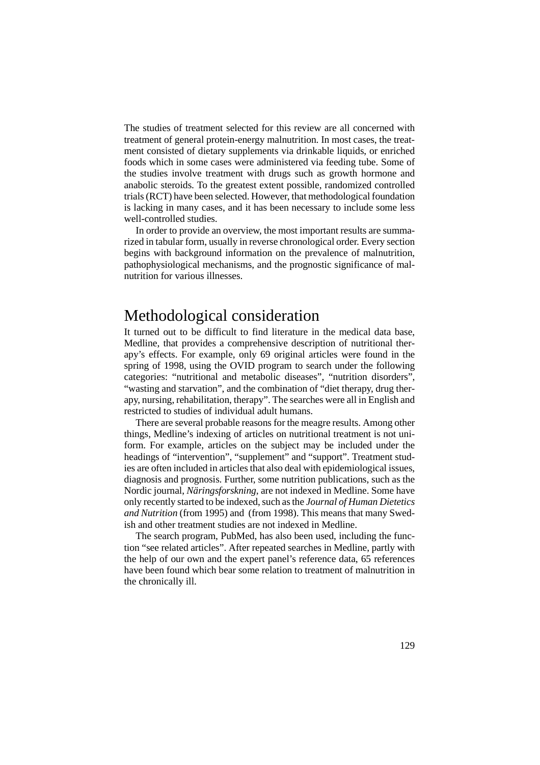The studies of treatment selected for this review are all concerned with treatment of general protein-energy malnutrition. In most cases, the treatment consisted of dietary supplements via drinkable liquids, or enriched foods which in some cases were administered via feeding tube. Some of the studies involve treatment with drugs such as growth hormone and anabolic steroids. To the greatest extent possible, randomized controlled trials (RCT) have been selected. However, that methodological foundation is lacking in many cases, and it has been necessary to include some less well-controlled studies.

In order to provide an overview, the most important results are summarized in tabular form, usually in reverse chronological order. Every section begins with background information on the prevalence of malnutrition, pathophysiological mechanisms, and the prognostic significance of malnutrition for various illnesses.

# Methodological consideration

It turned out to be difficult to find literature in the medical data base, Medline, that provides a comprehensive description of nutritional therapy's effects. For example, only 69 original articles were found in the spring of 1998, using the OVID program to search under the following categories: "nutritional and metabolic diseases", "nutrition disorders", "wasting and starvation", and the combination of "diet therapy, drug therapy, nursing, rehabilitation, therapy". The searches were all in English and restricted to studies of individual adult humans.

There are several probable reasons for the meagre results. Among other things, Medline's indexing of articles on nutritional treatment is not uniform. For example, articles on the subject may be included under the headings of "intervention", "supplement" and "support". Treatment studies are often included in articles that also deal with epidemiological issues, diagnosis and prognosis. Further, some nutrition publications, such as the Nordic journal, *Näringsforskning*, are not indexed in Medline. Some have only recently started to be indexed, such as the *Journal of Human Dietetics and Nutrition* (from 1995) and  (from 1998). This means that many Swedish and other treatment studies are not indexed in Medline.

The search program, PubMed, has also been used, including the function "see related articles". After repeated searches in Medline, partly with the help of our own and the expert panel's reference data, 65 references have been found which bear some relation to treatment of malnutrition in the chronically ill.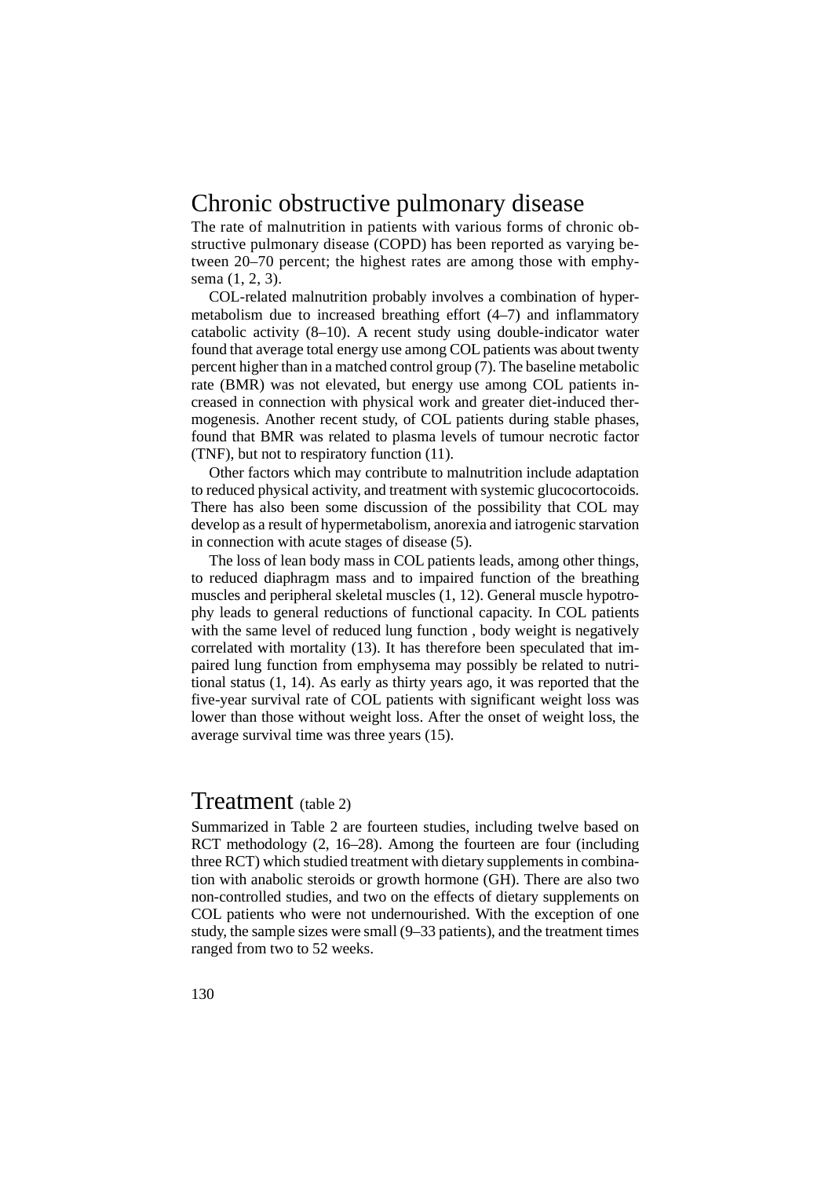## Chronic obstructive pulmonary disease

The rate of malnutrition in patients with various forms of chronic obstructive pulmonary disease (COPD) has been reported as varying between 20–70 percent; the highest rates are among those with emphysema (1, 2, 3).

COL-related malnutrition probably involves a combination of hypermetabolism due to increased breathing effort (4–7) and inflammatory catabolic activity (8–10). A recent study using double-indicator water found that average total energy use among COL patients was about twenty percent higher than in a matched control group (7). The baseline metabolic rate (BMR) was not elevated, but energy use among COL patients increased in connection with physical work and greater diet-induced thermogenesis. Another recent study, of COL patients during stable phases, found that BMR was related to plasma levels of tumour necrotic factor (TNF), but not to respiratory function (11).

Other factors which may contribute to malnutrition include adaptation to reduced physical activity, and treatment with systemic glucocortocoids. There has also been some discussion of the possibility that COL may develop as a result of hypermetabolism, anorexia and iatrogenic starvation in connection with acute stages of disease (5).

The loss of lean body mass in COL patients leads, among other things, to reduced diaphragm mass and to impaired function of the breathing muscles and peripheral skeletal muscles (1, 12). General muscle hypotrophy leads to general reductions of functional capacity. In COL patients with the same level of reduced lung function , body weight is negatively correlated with mortality (13). It has therefore been speculated that impaired lung function from emphysema may possibly be related to nutritional status (1, 14). As early as thirty years ago, it was reported that the five-year survival rate of COL patients with significant weight loss was lower than those without weight loss. After the onset of weight loss, the average survival time was three years (15).

## Treatment (table 2)

Summarized in Table 2 are fourteen studies, including twelve based on RCT methodology (2, 16–28). Among the fourteen are four (including three RCT) which studied treatment with dietary supplements in combination with anabolic steroids or growth hormone (GH). There are also two non-controlled studies, and two on the effects of dietary supplements on COL patients who were not undernourished. With the exception of one study, the sample sizes were small (9–33 patients), and the treatment times ranged from two to 52 weeks.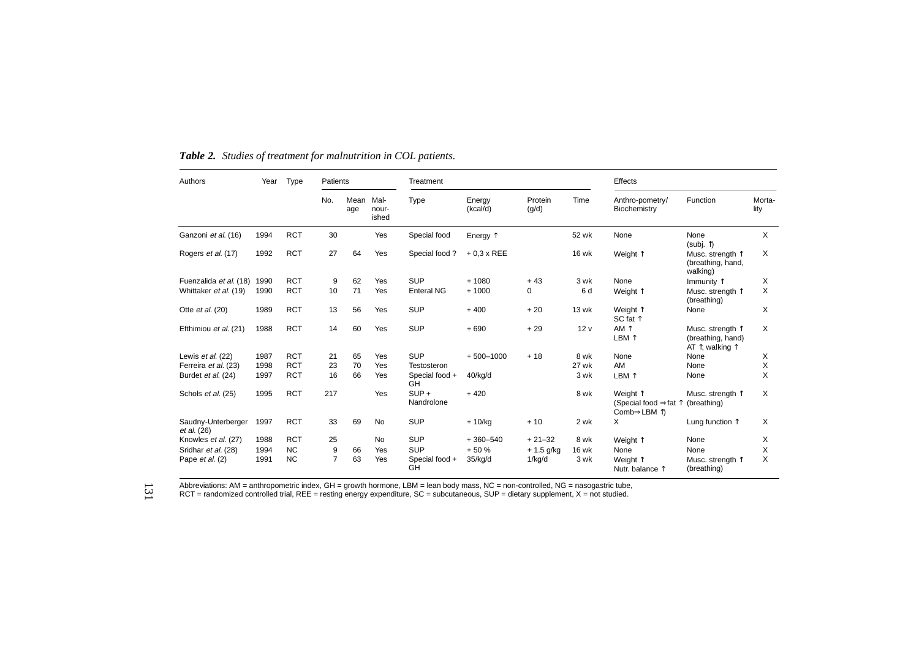***Table 2.*** *Studies of treatment for malnutrition in COL patients.*

| Authors | Year | Type | Patients | | | Treatment | | | | Effects | | |
|---|---|---|---|---|---|---|---|---|---|---|---|---|
| | | | No. | Mean age | Mal-nourished | Type | Energy (kcal/d) | Protein (g/d) | Time | Anthro-pometry/ Biochemistry | Function | Morta-lity |
| Ganzoni *et al.* (16) | 1994 | RCT | 30 | | Yes | Special food | Energy ↑ | | 52 wk | None | None (subj. ↑) | X |
| Rogers *et al.* (17) | 1992 | RCT | 27 | 64 | Yes | Special food ? | + 0,3 x REE | | 16 wk | Weight ↑ | Musc. strength ↑ (breathing, hand, walking) | X |
| Fuenzalida *et al.* (18) | 1990 | RCT | 9 | 62 | Yes | SUP | + 1080 | + 43 | 3 wk | None | Immunity ↑ | X |
| Whittaker *et al.* (19) | 1990 | RCT | 10 | 71 | Yes | Enteral NG | + 1000 | 0 | 6 d | Weight ↑ | Musc. strength ↑ (breathing) | X |
| Otte *et al.* (20) | 1989 | RCT | 13 | 56 | Yes | SUP | + 400 | + 20 | 13 wk | Weight ↑ SC fat ↑ | None | X |
| Efthimiou *et al.* (21) | 1988 | RCT | 14 | 60 | Yes | SUP | + 690 | + 29 | 12 v | AM ↑ LBM ↑ | Musc. strength ↑ (breathing, hand) AT ↑, walking ↑ | X |
| Lewis *et al.* (22) | 1987 | RCT | 21 | 65 | Yes | SUP | + 500–1000 | + 18 | 8 wk | None | None | X |
| Ferreira *et al.* (23) | 1998 | RCT | 23 | 70 | Yes | Testosteron | | | 27 wk | AM | None | X |
| Burdet *et al.* (24) | 1997 | RCT | 16 | 66 | Yes | Special food + GH | 40/kg/d | | 3 wk | LBM ↑ | None | X |
| Schols *et al.* (25) | 1995 | RCT | 217 | | Yes | SUP + Nandrolone | + 420 | | 8 wk | Weight ↑ (Special food ⇒ fat ↑ Comb⇒ LBM ↑) | Musc. strength ↑ (breathing) | X |
| Saudny-Unterberger *et al.* (26) | 1997 | RCT | 33 | 69 | No | SUP | + 10/kg | + 10 | 2 wk | X | Lung function ↑ | X |
| Knowles *et al.* (27) | 1988 | RCT | 25 | | No | SUP | + 360–540 | + 21–32 | 8 wk | Weight ↑ | None | X |
| Sridhar *et al.* (28) | 1994 | NC | 9 | 66 | Yes | SUP | + 50 % | + 1.5 g/kg | 16 wk | None | None | X |
| Pape *et al.* (2) | 1991 | NC | 7 | 63 | Yes | Special food + GH | 35/kg/d | 1/kg/d | 3 wk | Weight ↑ Nutr. balance ↑ | Musc. strength ↑ (breathing) | X |

Abbreviations: AM = anthropometric index, GH = growth hormone, LBM = lean body mass, NC = non-controlled, NG = nasogastric tube, RCT = randomized controlled trial, REE = resting energy expenditure, SC = subcutaneous, SUP = dietary supplement, X = not studied.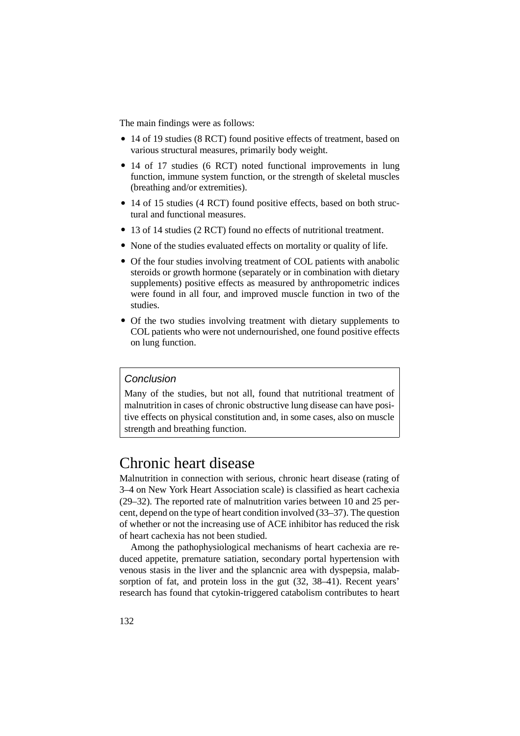The main findings were as follows:

- 14 of 19 studies (8 RCT) found positive effects of treatment, based on various structural measures, primarily body weight.
- 14 of 17 studies (6 RCT) noted functional improvements in lung function, immune system function, or the strength of skeletal muscles (breathing and/or extremities).
- 14 of 15 studies (4 RCT) found positive effects, based on both structural and functional measures.
- 13 of 14 studies (2 RCT) found no effects of nutritional treatment.
- None of the studies evaluated effects on mortality or quality of life.
- Of the four studies involving treatment of COL patients with anabolic steroids or growth hormone (separately or in combination with dietary supplements) positive effects as measured by anthropometric indices were found in all four, and improved muscle function in two of the studies.
- Of the two studies involving treatment with dietary supplements to COL patients who were not undernourished, one found positive effects on lung function.

> *Conclusion*
>
> Many of the studies, but not all, found that nutritional treatment of malnutrition in cases of chronic obstructive lung disease can have positive effects on physical constitution and, in some cases, also on muscle strength and breathing function.

# Chronic heart disease

Malnutrition in connection with serious, chronic heart disease (rating of 3–4 on New York Heart Association scale) is classified as heart cachexia (29–32). The reported rate of malnutrition varies between 10 and 25 percent, depend on the type of heart condition involved (33–37). The question of whether or not the increasing use of ACE inhibitor has reduced the risk of heart cachexia has not been studied.

Among the pathophysiological mechanisms of heart cachexia are reduced appetite, premature satiation, secondary portal hypertension with venous stasis in the liver and the splancnic area with dyspepsia, malabsorption of fat, and protein loss in the gut (32, 38–41). Recent years' research has found that cytokin-triggered catabolism contributes to heart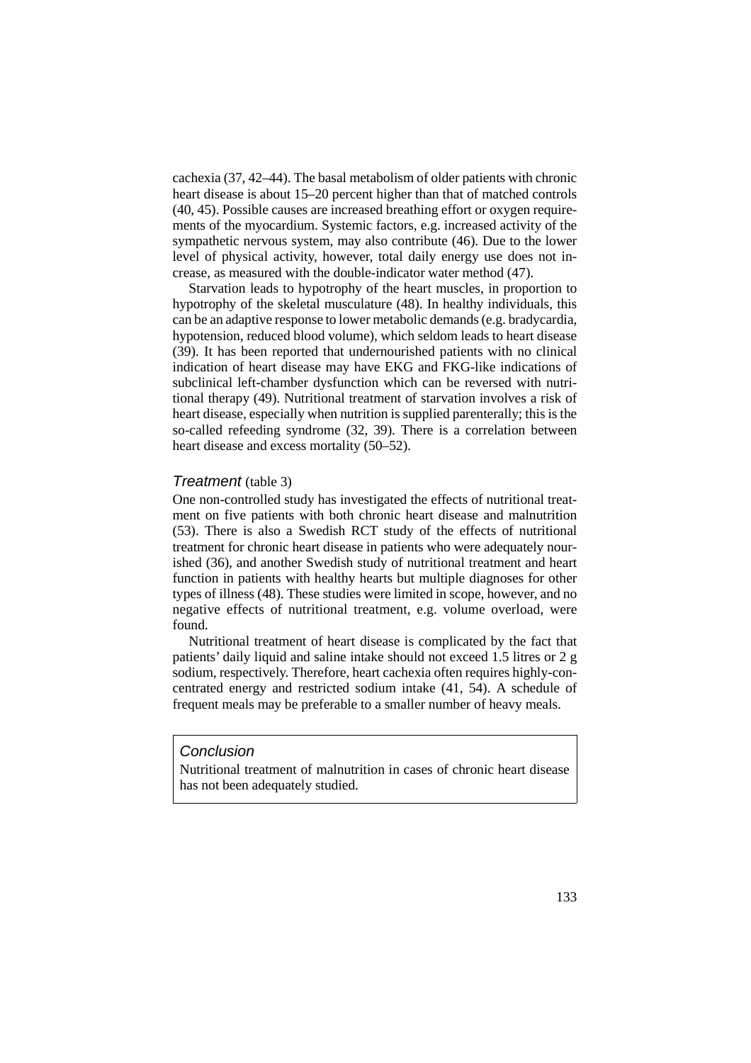cachexia (37, 42–44). The basal metabolism of older patients with chronic heart disease is about 15–20 percent higher than that of matched controls (40, 45). Possible causes are increased breathing effort or oxygen requirements of the myocardium. Systemic factors, e.g. increased activity of the sympathetic nervous system, may also contribute (46). Due to the lower level of physical activity, however, total daily energy use does not increase, as measured with the double-indicator water method (47).

Starvation leads to hypotrophy of the heart muscles, in proportion to hypotrophy of the skeletal musculature (48). In healthy individuals, this can be an adaptive response to lower metabolic demands (e.g. bradycardia, hypotension, reduced blood volume), which seldom leads to heart disease (39). It has been reported that undernourished patients with no clinical indication of heart disease may have EKG and FKG-like indications of subclinical left-chamber dysfunction which can be reversed with nutritional therapy (49). Nutritional treatment of starvation involves a risk of heart disease, especially when nutrition is supplied parenterally; this is the so-called refeeding syndrome (32, 39). There is a correlation between heart disease and excess mortality (50–52).

### *Treatment* (table 3)

One non-controlled study has investigated the effects of nutritional treatment on five patients with both chronic heart disease and malnutrition (53). There is also a Swedish RCT study of the effects of nutritional treatment for chronic heart disease in patients who were adequately nourished (36), and another Swedish study of nutritional treatment and heart function in patients with healthy hearts but multiple diagnoses for other types of illness (48). These studies were limited in scope, however, and no negative effects of nutritional treatment, e.g. volume overload, were found.

Nutritional treatment of heart disease is complicated by the fact that patients' daily liquid and saline intake should not exceed 1.5 litres or 2 g sodium, respectively. Therefore, heart cachexia often requires highly-concentrated energy and restricted sodium intake (41, 54). A schedule of frequent meals may be preferable to a smaller number of heavy meals.

### *Conclusion*

Nutritional treatment of malnutrition in cases of chronic heart disease has not been adequately studied.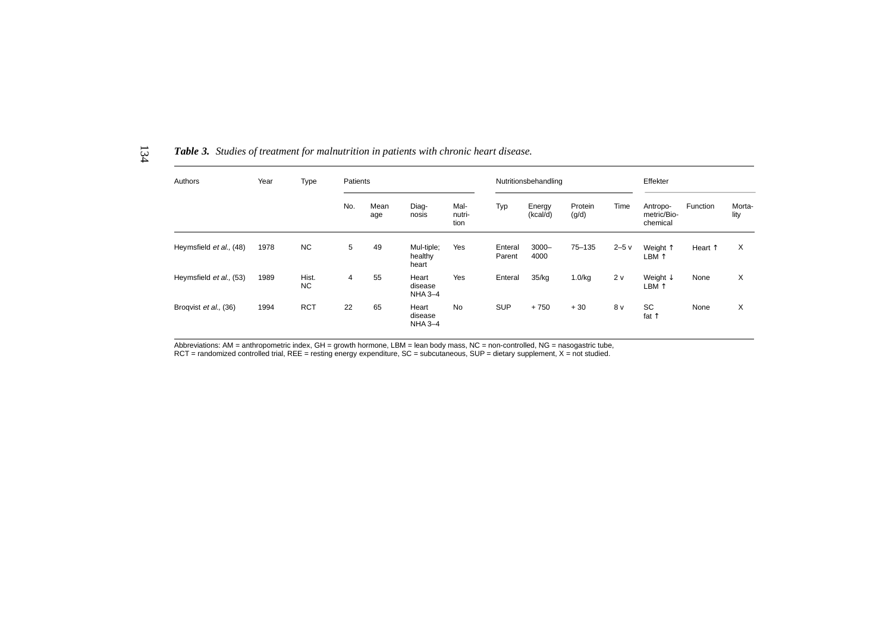*Table 3.* *Studies of treatment for malnutrition in patients with chronic heart disease.*

| Authors | Year | Type | Patients | | | | Nutritionsbehandling | | | | Effekter | | |
|---|---|---|---|---|---|---|---|---|---|---|---|---|---|
| | | | No. | Mean age | Diag-nosis | Mal-nutri-tion | Typ | Energy (kcal/d) | Protein (g/d) | Time | Antropo-metric/Bio-chemical | Function | Morta-lity |
| Heymsfield *et al.*, (48) | 1978 | NC | 5 | 49 | Mul-tiple; healthy heart | Yes | Enteral Parent | 3000–4000 | 75–135 | 2–5 v | Weight ↑ LBM ↑ | Heart ↑ | X |
| Heymsfield *et al.*, (53) | 1989 | Hist. NC | 4 | 55 | Heart disease NHA 3–4 | Yes | Enteral | 35/kg | 1.0/kg | 2 v | Weight ↓ LBM ↑ | None | X |
| Broqvist *et al.*, (36) | 1994 | RCT | 22 | 65 | Heart disease NHA 3–4 | No | SUP | + 750 | + 30 | 8 v | SC fat ↑ | None | X |

Abbreviations: AM = anthropometric index, GH = growth hormone, LBM = lean body mass, NC = non-controlled, NG = nasogastric tube, RCT = randomized controlled trial, REE = resting energy expenditure, SC = subcutaneous, SUP = dietary supplement, X = not studied.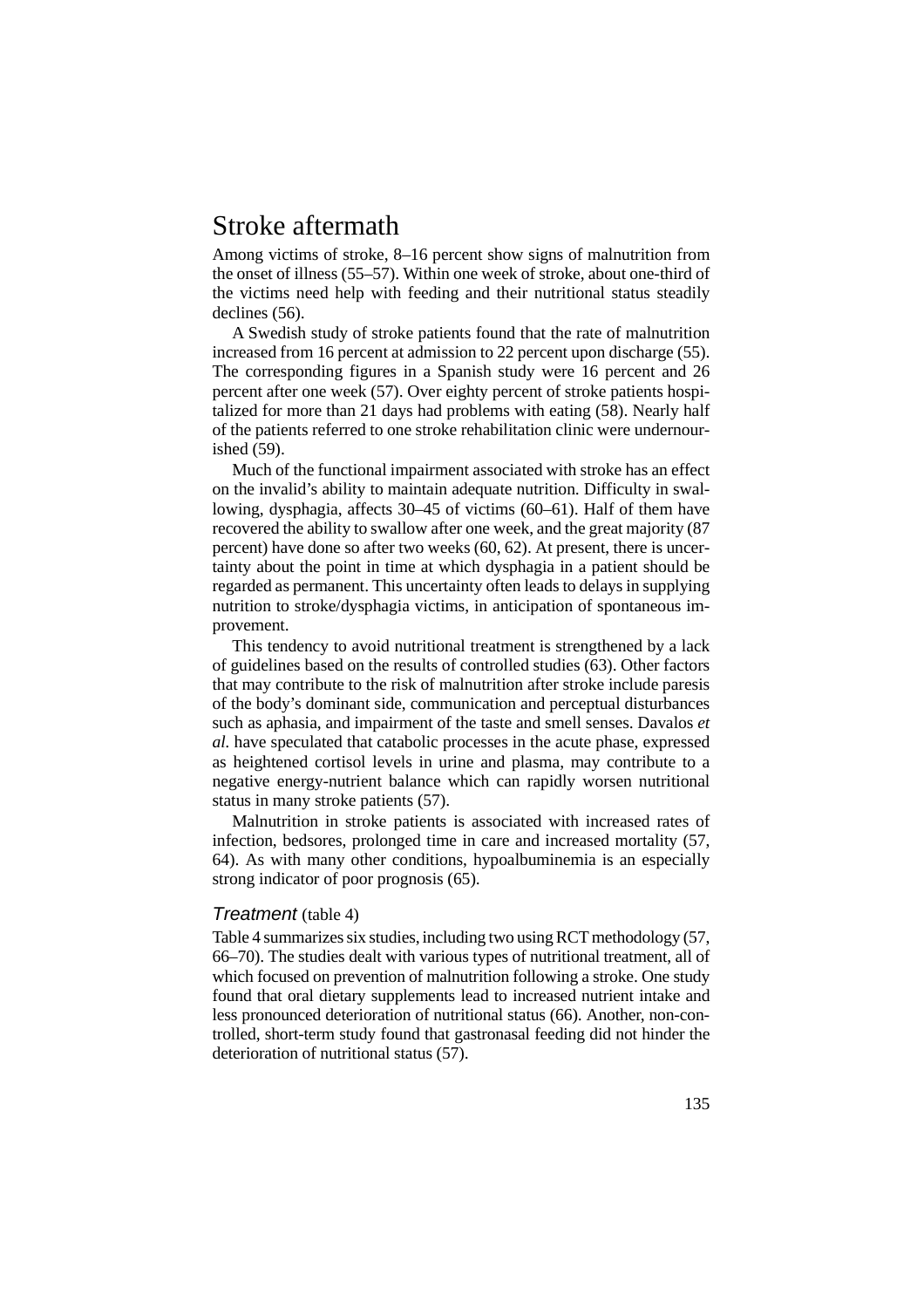# Stroke aftermath

Among victims of stroke, 8–16 percent show signs of malnutrition from the onset of illness (55–57). Within one week of stroke, about one-third of the victims need help with feeding and their nutritional status steadily declines (56).

A Swedish study of stroke patients found that the rate of malnutrition increased from 16 percent at admission to 22 percent upon discharge (55). The corresponding figures in a Spanish study were 16 percent and 26 percent after one week (57). Over eighty percent of stroke patients hospitalized for more than 21 days had problems with eating (58). Nearly half of the patients referred to one stroke rehabilitation clinic were undernourished (59).

Much of the functional impairment associated with stroke has an effect on the invalid's ability to maintain adequate nutrition. Difficulty in swallowing, dysphagia, affects 30–45 of victims (60–61). Half of them have recovered the ability to swallow after one week, and the great majority (87 percent) have done so after two weeks (60, 62). At present, there is uncertainty about the point in time at which dysphagia in a patient should be regarded as permanent. This uncertainty often leads to delays in supplying nutrition to stroke/dysphagia victims, in anticipation of spontaneous improvement.

This tendency to avoid nutritional treatment is strengthened by a lack of guidelines based on the results of controlled studies (63). Other factors that may contribute to the risk of malnutrition after stroke include paresis of the body's dominant side, communication and perceptual disturbances such as aphasia, and impairment of the taste and smell senses. Davalos *et al.* have speculated that catabolic processes in the acute phase, expressed as heightened cortisol levels in urine and plasma, may contribute to a negative energy-nutrient balance which can rapidly worsen nutritional status in many stroke patients (57).

Malnutrition in stroke patients is associated with increased rates of infection, bedsores, prolonged time in care and increased mortality (57, 64). As with many other conditions, hypoalbuminemia is an especially strong indicator of poor prognosis (65).

### *Treatment* (table 4)

Table 4 summarizes six studies, including two using RCT methodology (57, 66–70). The studies dealt with various types of nutritional treatment, all of which focused on prevention of malnutrition following a stroke. One study found that oral dietary supplements lead to increased nutrient intake and less pronounced deterioration of nutritional status (66). Another, non-controlled, short-term study found that gastronasal feeding did not hinder the deterioration of nutritional status (57).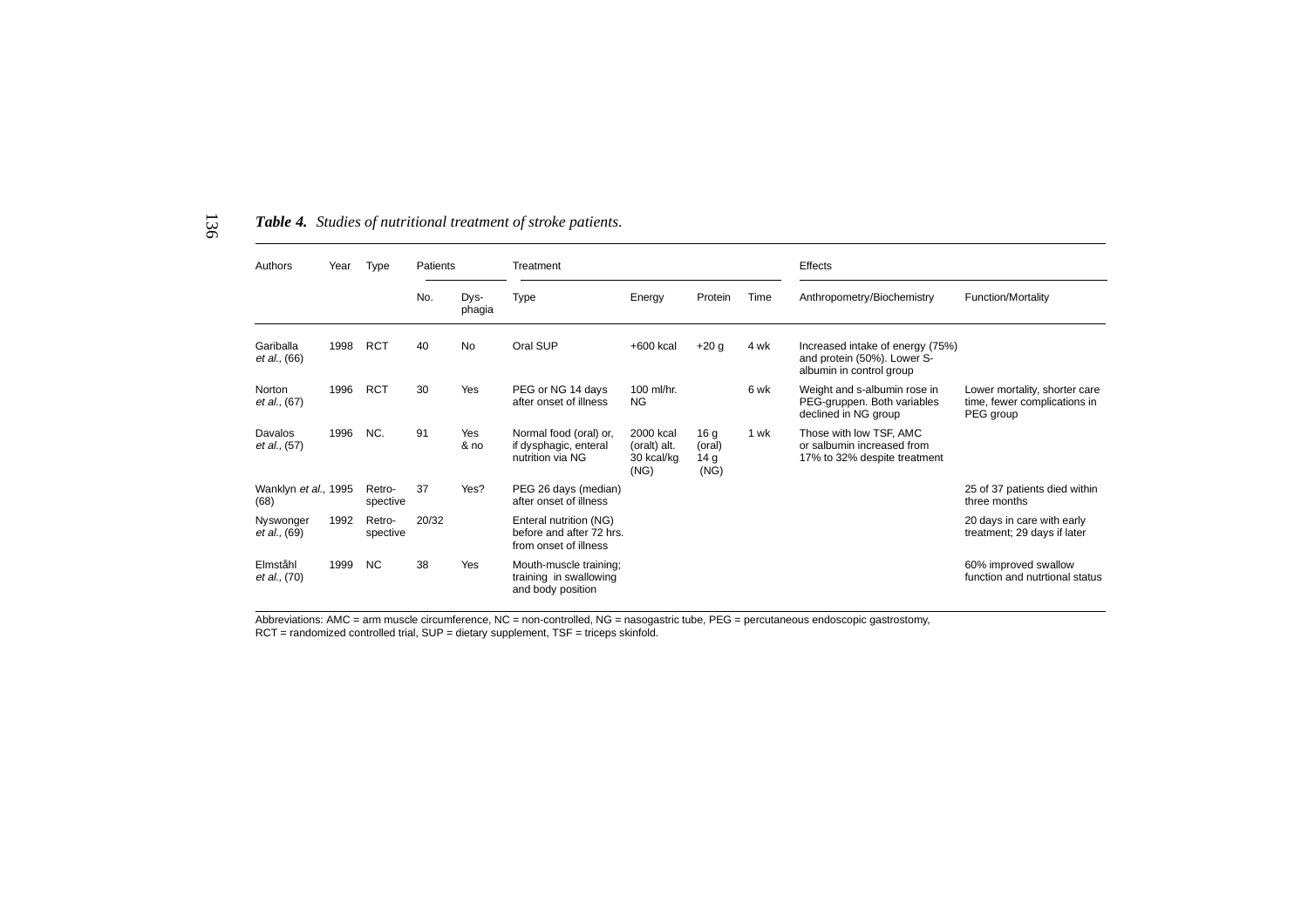***Table 4.*** *Studies of nutritional treatment of stroke patients.*

| Authors | Year | Type | Patients | | Treatment | | | | Effects | |
|---|---|---|---|---|---|---|---|---|---|---|
| | | | No. | Dys-phagia | Type | Energy | Protein | Time | Anthropometry/Biochemistry | Function/Mortality |
| Gariballa *et al.*, (66) | 1998 | RCT | 40 | No | Oral SUP | +600 kcal | +20 g | 4 wk | Increased intake of energy (75%) and protein (50%). Lower S-albumin in control group | |
| Norton *et al.*, (67) | 1996 | RCT | 30 | Yes | PEG or NG 14 days after onset of illness | 100 ml/hr. NG | | 6 wk | Weight and s-albumin rose in PEG-gruppen. Both variables declined in NG group | Lower mortality, shorter care time, fewer complications in PEG group |
| Davalos *et al.*, (57) | 1996 | NC. | 91 | Yes & no | Normal food (oral) or, if dysphagic, enteral nutrition via NG | 2000 kcal (oralt) alt. 30 kcal/kg (NG) | 16 g (oral) 14 g (NG) | 1 wk | Those with low TSF, AMC or salbumin increased from 17% to 32% despite treatment | |
| Wanklyn *et al.*, (68) | 1995 | Retro-spective | 37 | Yes? | PEG 26 days (median) after onset of illness | | | | | 25 of 37 patients died within three months |
| Nyswonger *et al.*, (69) | 1992 | Retro-spective | 20/32 | | Enteral nutrition (NG) before and after 72 hrs. from onset of illness | | | | | 20 days in care with early treatment; 29 days if later |
| Elmståhl *et al.*, (70) | 1999 | NC | 38 | Yes | Mouth-muscle training; training in swallowing and body position | | | | | 60% improved swallow function and nutrtional status |

Abbreviations: AMC = arm muscle circumference, NC = non-controlled, NG = nasogastric tube, PEG = percutaneous endoscopic gastrostomy, RCT = randomized controlled trial, SUP = dietary supplement, TSF = triceps skinfold.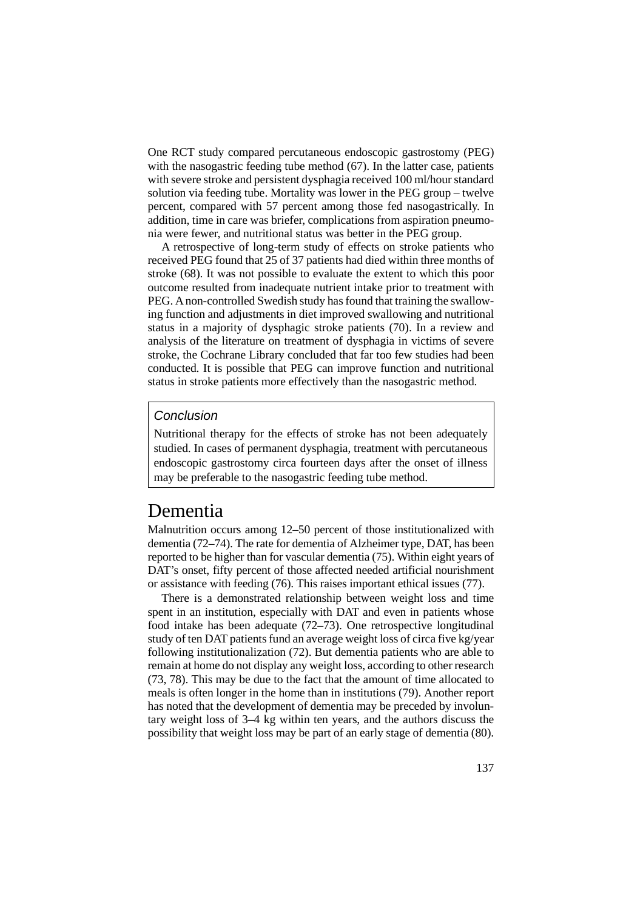One RCT study compared percutaneous endoscopic gastrostomy (PEG) with the nasogastric feeding tube method (67). In the latter case, patients with severe stroke and persistent dysphagia received 100 ml/hour standard solution via feeding tube. Mortality was lower in the PEG group – twelve percent, compared with 57 percent among those fed nasogastrically. In addition, time in care was briefer, complications from aspiration pneumonia were fewer, and nutritional status was better in the PEG group.

A retrospective of long-term study of effects on stroke patients who received PEG found that 25 of 37 patients had died within three months of stroke (68). It was not possible to evaluate the extent to which this poor outcome resulted from inadequate nutrient intake prior to treatment with PEG. A non-controlled Swedish study has found that training the swallowing function and adjustments in diet improved swallowing and nutritional status in a majority of dysphagic stroke patients (70). In a review and analysis of the literature on treatment of dysphagia in victims of severe stroke, the Cochrane Library concluded that far too few studies had been conducted. It is possible that PEG can improve function and nutritional status in stroke patients more effectively than the nasogastric method.

> *Conclusion*
>
> Nutritional therapy for the effects of stroke has not been adequately studied. In cases of permanent dysphagia, treatment with percutaneous endoscopic gastrostomy circa fourteen days after the onset of illness may be preferable to the nasogastric feeding tube method.

# Dementia

Malnutrition occurs among 12–50 percent of those institutionalized with dementia (72–74). The rate for dementia of Alzheimer type, DAT, has been reported to be higher than for vascular dementia (75). Within eight years of DAT's onset, fifty percent of those affected needed artificial nourishment or assistance with feeding (76). This raises important ethical issues (77).

There is a demonstrated relationship between weight loss and time spent in an institution, especially with DAT and even in patients whose food intake has been adequate (72–73). One retrospective longitudinal study of ten DAT patients fund an average weight loss of circa five kg/year following institutionalization (72). But dementia patients who are able to remain at home do not display any weight loss, according to other research (73, 78). This may be due to the fact that the amount of time allocated to meals is often longer in the home than in institutions (79). Another report has noted that the development of dementia may be preceded by involuntary weight loss of 3–4 kg within ten years, and the authors discuss the possibility that weight loss may be part of an early stage of dementia (80).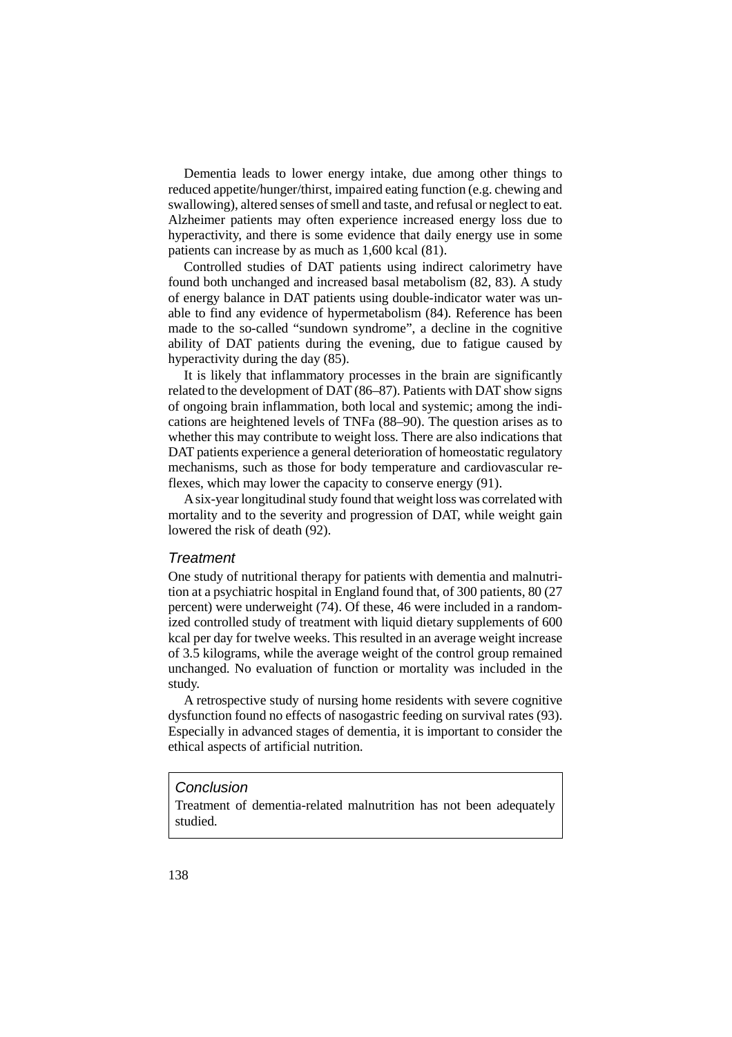Dementia leads to lower energy intake, due among other things to reduced appetite/hunger/thirst, impaired eating function (e.g. chewing and swallowing), altered senses of smell and taste, and refusal or neglect to eat. Alzheimer patients may often experience increased energy loss due to hyperactivity, and there is some evidence that daily energy use in some patients can increase by as much as 1,600 kcal (81).

Controlled studies of DAT patients using indirect calorimetry have found both unchanged and increased basal metabolism (82, 83). A study of energy balance in DAT patients using double-indicator water was unable to find any evidence of hypermetabolism (84). Reference has been made to the so-called "sundown syndrome", a decline in the cognitive ability of DAT patients during the evening, due to fatigue caused by hyperactivity during the day (85).

It is likely that inflammatory processes in the brain are significantly related to the development of DAT (86–87). Patients with DAT show signs of ongoing brain inflammation, both local and systemic; among the indications are heightened levels of TNFa (88–90). The question arises as to whether this may contribute to weight loss. There are also indications that DAT patients experience a general deterioration of homeostatic regulatory mechanisms, such as those for body temperature and cardiovascular reflexes, which may lower the capacity to conserve energy (91).

A six-year longitudinal study found that weight loss was correlated with mortality and to the severity and progression of DAT, while weight gain lowered the risk of death (92).

### *Treatment*

One study of nutritional therapy for patients with dementia and malnutrition at a psychiatric hospital in England found that, of 300 patients, 80 (27 percent) were underweight (74). Of these, 46 were included in a randomized controlled study of treatment with liquid dietary supplements of 600 kcal per day for twelve weeks. This resulted in an average weight increase of 3.5 kilograms, while the average weight of the control group remained unchanged. No evaluation of function or mortality was included in the study.

A retrospective study of nursing home residents with severe cognitive dysfunction found no effects of nasogastric feeding on survival rates (93). Especially in advanced stages of dementia, it is important to consider the ethical aspects of artificial nutrition.

> *Conclusion*
>
> Treatment of dementia-related malnutrition has not been adequately studied.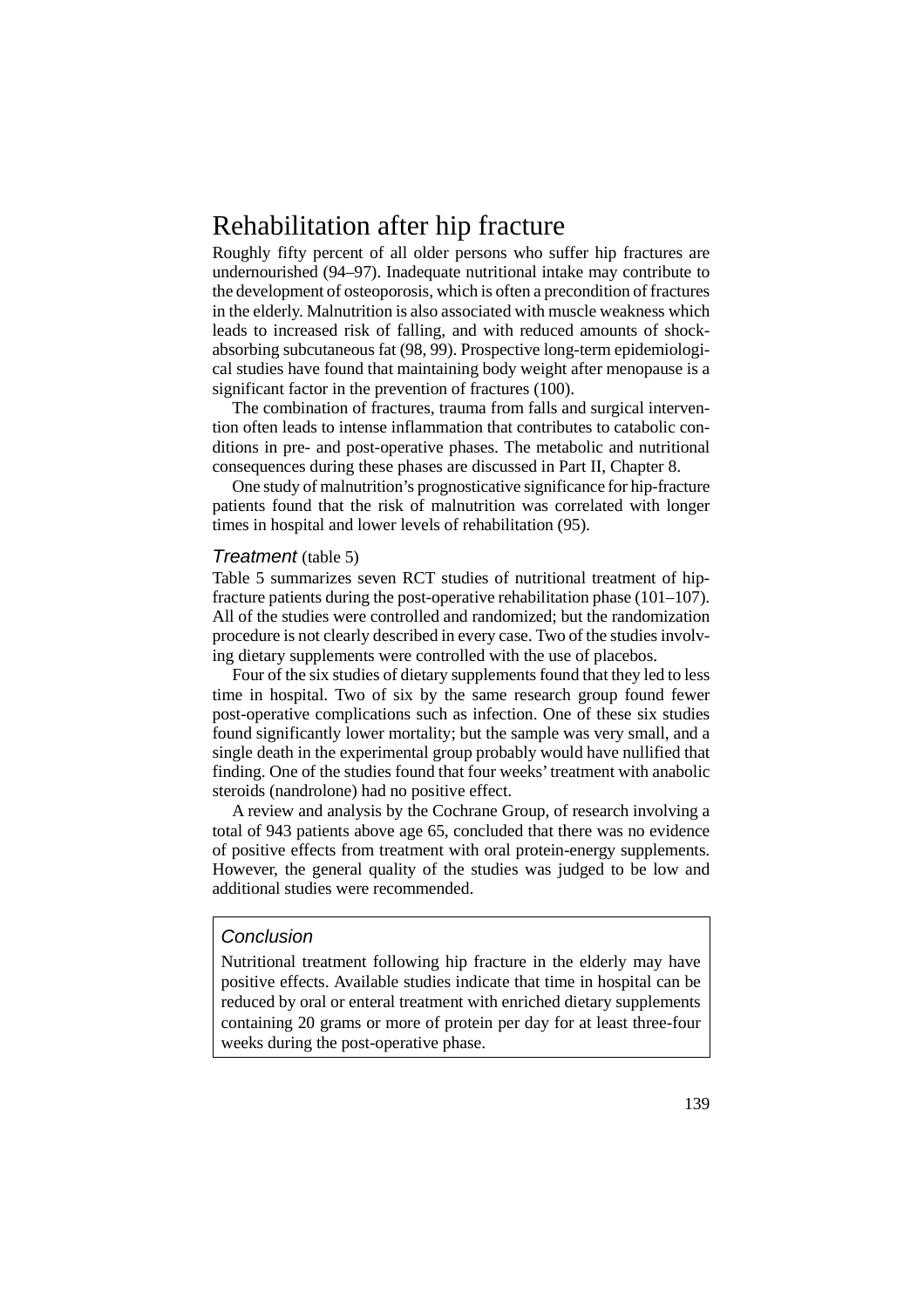# Rehabilitation after hip fracture

Roughly fifty percent of all older persons who suffer hip fractures are undernourished (94–97). Inadequate nutritional intake may contribute to the development of osteoporosis, which is often a precondition of fractures in the elderly. Malnutrition is also associated with muscle weakness which leads to increased risk of falling, and with reduced amounts of shock-absorbing subcutaneous fat (98, 99). Prospective long-term epidemiological studies have found that maintaining body weight after menopause is a significant factor in the prevention of fractures (100).

The combination of fractures, trauma from falls and surgical intervention often leads to intense inflammation that contributes to catabolic conditions in pre- and post-operative phases. The metabolic and nutritional consequences during these phases are discussed in Part II, Chapter 8.

One study of malnutrition's prognosticative significance for hip-fracture patients found that the risk of malnutrition was correlated with longer times in hospital and lower levels of rehabilitation (95).

## *Treatment* (table 5)

Table 5 summarizes seven RCT studies of nutritional treatment of hip-fracture patients during the post-operative rehabilitation phase (101–107). All of the studies were controlled and randomized; but the randomization procedure is not clearly described in every case. Two of the studies involving dietary supplements were controlled with the use of placebos.

Four of the six studies of dietary supplements found that they led to less time in hospital. Two of six by the same research group found fewer post-operative complications such as infection. One of these six studies found significantly lower mortality; but the sample was very small, and a single death in the experimental group probably would have nullified that finding. One of the studies found that four weeks' treatment with anabolic steroids (nandrolone) had no positive effect.

A review and analysis by the Cochrane Group, of research involving a total of 943 patients above age 65, concluded that there was no evidence of positive effects from treatment with oral protein-energy supplements. However, the general quality of the studies was judged to be low and additional studies were recommended.

> *Conclusion*
>
> Nutritional treatment following hip fracture in the elderly may have positive effects. Available studies indicate that time in hospital can be reduced by oral or enteral treatment with enriched dietary supplements containing 20 grams or more of protein per day for at least three-four weeks during the post-operative phase.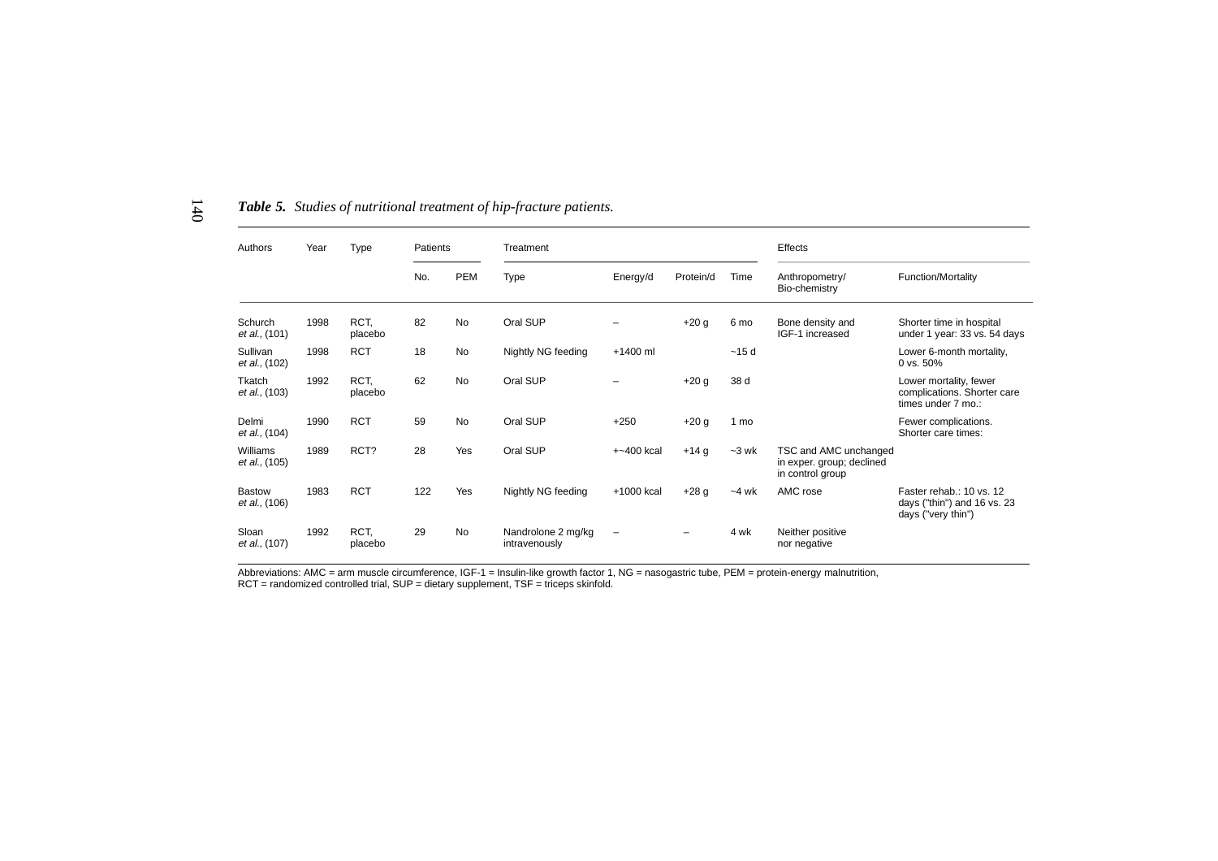***Table 5.*** *Studies of nutritional treatment of hip-fracture patients.*

| Authors | Year | Type | Patients | | Treatment | | | | Effects | |
|---|---|---|---|---|---|---|---|---|---|---|
| | | | No. | PEM | Type | Energy/d | Protein/d | Time | Anthropometry/ Bio-chemistry | Function/Mortality |
| Schurch *et al.*, (101) | 1998 | RCT, placebo | 82 | No | Oral SUP | – | +20 g | 6 mo | Bone density and IGF-1 increased | Shorter time in hospital under 1 year: 33 vs. 54 days |
| Sullivan *et al.*, (102) | 1998 | RCT | 18 | No | Nightly NG feeding | +1400 ml | | ~15 d | | Lower 6-month mortality, 0 vs. 50% |
| Tkatch *et al.*, (103) | 1992 | RCT, placebo | 62 | No | Oral SUP | – | +20 g | 38 d | | Lower mortality, fewer complications. Shorter care times under 7 mo.: |
| Delmi *et al.*, (104) | 1990 | RCT | 59 | No | Oral SUP | +250 | +20 g | 1 mo | | Fewer complications. Shorter care times: |
| Williams *et al.*, (105) | 1989 | RCT? | 28 | Yes | Oral SUP | +~400 kcal | +14 g | ~3 wk | TSC and AMC unchanged in exper. group; declined in control group | |
| Bastow *et al.*, (106) | 1983 | RCT | 122 | Yes | Nightly NG feeding | +1000 kcal | +28 g | ~4 wk | AMC rose | Faster rehab.: 10 vs. 12 days ("thin") and 16 vs. 23 days ("very thin") |
| Sloan *et al.*, (107) | 1992 | RCT, placebo | 29 | No | Nandrolone 2 mg/kg intravenously | – | – | 4 wk | Neither positive nor negative | |

Abbreviations: AMC = arm muscle circumference, IGF-1 = Insulin-like growth factor 1, NG = nasogastric tube, PEM = protein-energy malnutrition, RCT = randomized controlled trial, SUP = dietary supplement, TSF = triceps skinfold.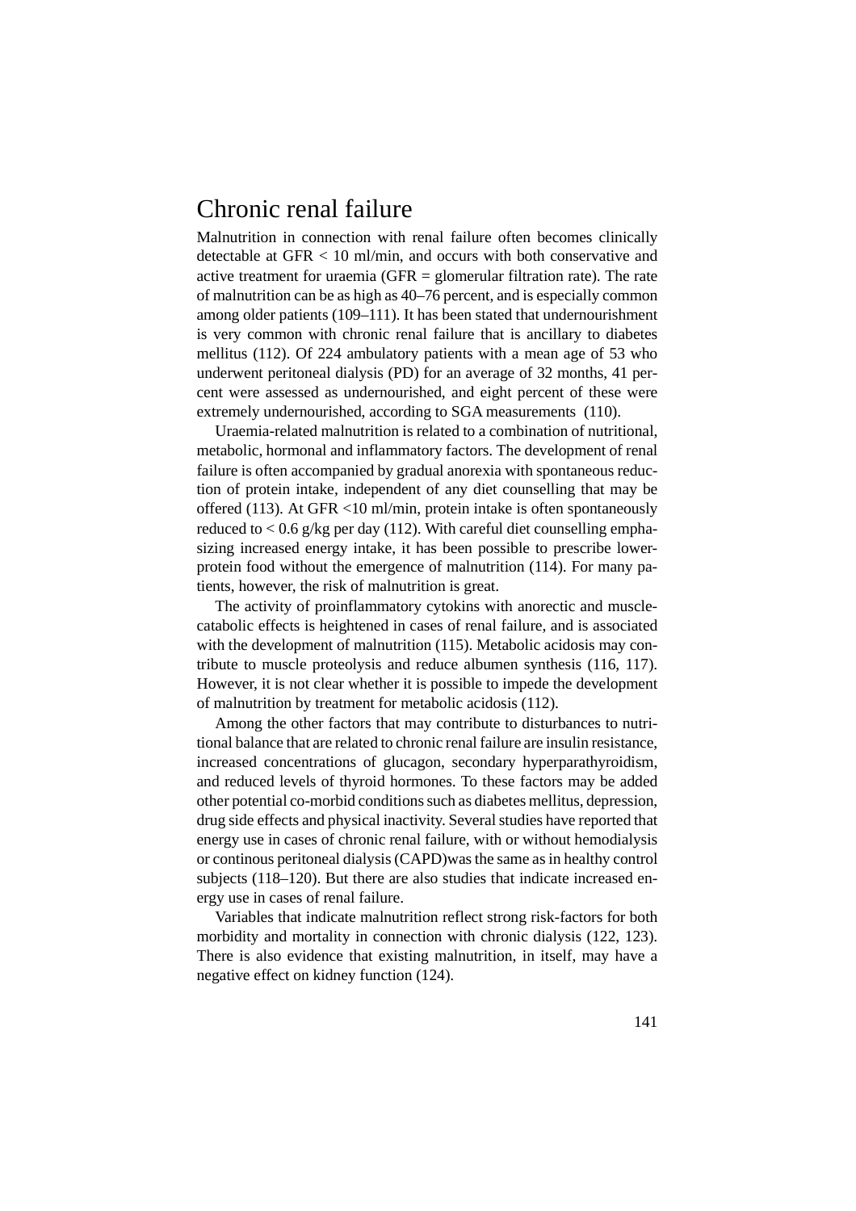# Chronic renal failure

Malnutrition in connection with renal failure often becomes clinically detectable at GFR < 10 ml/min, and occurs with both conservative and active treatment for uraemia (GFR = glomerular filtration rate). The rate of malnutrition can be as high as 40–76 percent, and is especially common among older patients (109–111). It has been stated that undernourishment is very common with chronic renal failure that is ancillary to diabetes mellitus (112). Of 224 ambulatory patients with a mean age of 53 who underwent peritoneal dialysis (PD) for an average of 32 months, 41 percent were assessed as undernourished, and eight percent of these were extremely undernourished, according to SGA measurements (110).

Uraemia-related malnutrition is related to a combination of nutritional, metabolic, hormonal and inflammatory factors. The development of renal failure is often accompanied by gradual anorexia with spontaneous reduction of protein intake, independent of any diet counselling that may be offered (113). At GFR <10 ml/min, protein intake is often spontaneously reduced to < 0.6 g/kg per day (112). With careful diet counselling emphasizing increased energy intake, it has been possible to prescribe lower-protein food without the emergence of malnutrition (114). For many patients, however, the risk of malnutrition is great.

The activity of proinflammatory cytokins with anorectic and muscle-catabolic effects is heightened in cases of renal failure, and is associated with the development of malnutrition (115). Metabolic acidosis may contribute to muscle proteolysis and reduce albumen synthesis (116, 117). However, it is not clear whether it is possible to impede the development of malnutrition by treatment for metabolic acidosis (112).

Among the other factors that may contribute to disturbances to nutritional balance that are related to chronic renal failure are insulin resistance, increased concentrations of glucagon, secondary hyperparathyroidism, and reduced levels of thyroid hormones. To these factors may be added other potential co-morbid conditions such as diabetes mellitus, depression, drug side effects and physical inactivity. Several studies have reported that energy use in cases of chronic renal failure, with or without hemodialysis or continous peritoneal dialysis (CAPD)was the same as in healthy control subjects (118–120). But there are also studies that indicate increased energy use in cases of renal failure.

Variables that indicate malnutrition reflect strong risk-factors for both morbidity and mortality in connection with chronic dialysis (122, 123). There is also evidence that existing malnutrition, in itself, may have a negative effect on kidney function (124).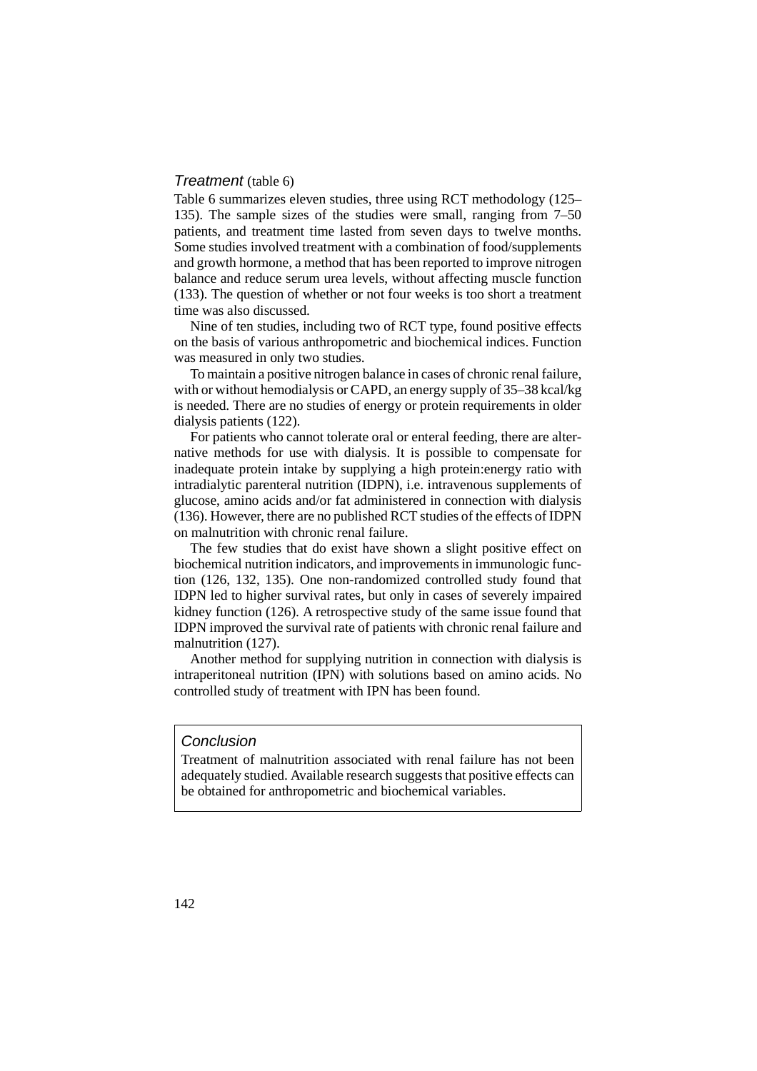### *Treatment* (table 6)

Table 6 summarizes eleven studies, three using RCT methodology (125–135). The sample sizes of the studies were small, ranging from 7–50 patients, and treatment time lasted from seven days to twelve months. Some studies involved treatment with a combination of food/supplements and growth hormone, a method that has been reported to improve nitrogen balance and reduce serum urea levels, without affecting muscle function (133). The question of whether or not four weeks is too short a treatment time was also discussed.

Nine of ten studies, including two of RCT type, found positive effects on the basis of various anthropometric and biochemical indices. Function was measured in only two studies.

To maintain a positive nitrogen balance in cases of chronic renal failure, with or without hemodialysis or CAPD, an energy supply of 35–38 kcal/kg is needed. There are no studies of energy or protein requirements in older dialysis patients (122).

For patients who cannot tolerate oral or enteral feeding, there are alternative methods for use with dialysis. It is possible to compensate for inadequate protein intake by supplying a high protein:energy ratio with intradialytic parenteral nutrition (IDPN), i.e. intravenous supplements of glucose, amino acids and/or fat administered in connection with dialysis (136). However, there are no published RCT studies of the effects of IDPN on malnutrition with chronic renal failure.

The few studies that do exist have shown a slight positive effect on biochemical nutrition indicators, and improvements in immunologic function (126, 132, 135). One non-randomized controlled study found that IDPN led to higher survival rates, but only in cases of severely impaired kidney function (126). A retrospective study of the same issue found that IDPN improved the survival rate of patients with chronic renal failure and malnutrition (127).

Another method for supplying nutrition in connection with dialysis is intraperitoneal nutrition (IPN) with solutions based on amino acids. No controlled study of treatment with IPN has been found.

> *Conclusion*
>
> Treatment of malnutrition associated with renal failure has not been adequately studied. Available research suggests that positive effects can be obtained for anthropometric and biochemical variables.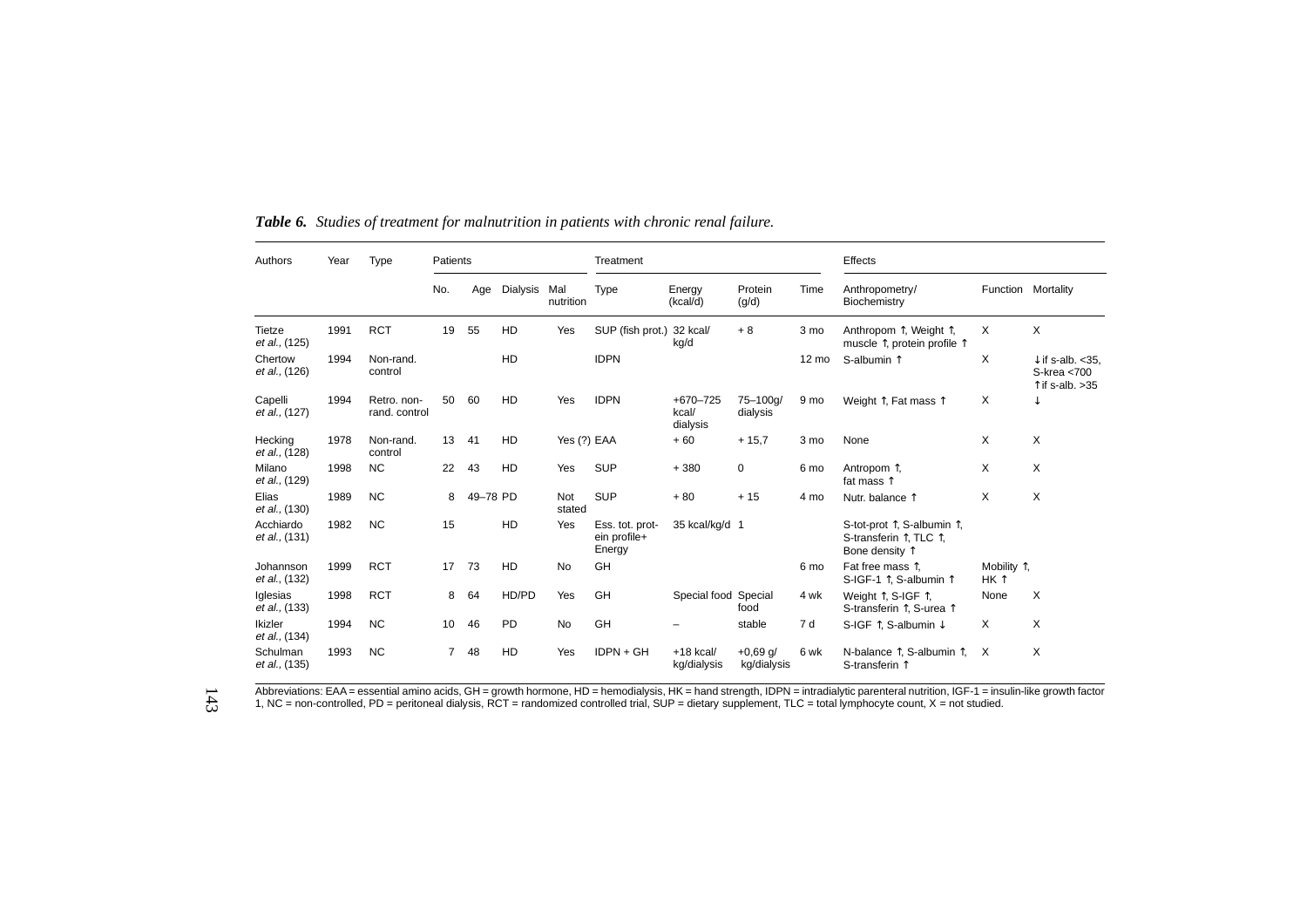***Table 6.*** *Studies of treatment for malnutrition in patients with chronic renal failure.*

| Authors | Year | Type | Patients | | | | Treatment | | | | Effects | | |
|---|---|---|---|---|---|---|---|---|---|---|---|---|---|
| | | | No. | Age | Dialysis | Mal nutrition | Type | Energy (kcal/d) | Protein (g/d) | Time | Anthropometry/ Biochemistry | Function | Mortality |
| Tietze *et al.*, (125) | 1991 | RCT | 19 | 55 | HD | Yes | SUP (fish prot.) | 32 kcal/ kg/d | + 8 | 3 mo | Anthropom ↑, Weight ↑, muscle ↑, protein profile ↑ | X | X |
| Chertow *et al.*, (126) | 1994 | Non-rand. control | | | HD | | IDPN | | | 12 mo | S-albumin ↑ | X | ↓if s-alb. <35, S-krea <700 ↑if s-alb. >35 |
| Capelli *et al.*, (127) | 1994 | Retro. non-rand. control | 50 | 60 | HD | Yes | IDPN | +670–725 kcal/ dialysis | 75–100g/ dialysis | 9 mo | Weight ↑, Fat mass ↑ | X | ↓ |
| Hecking *et al.*, (128) | 1978 | Non-rand. control | 13 | 41 | HD | Yes (?) | EAA | + 60 | + 15,7 | 3 mo | None | X | X |
| Milano *et al.*, (129) | 1998 | NC | 22 | 43 | HD | Yes | SUP | + 380 | 0 | 6 mo | Antropom ↑, fat mass ↑ | X | X |
| Elias *et al.*, (130) | 1989 | NC | 8 | 49–78 | PD | Not stated | SUP | + 80 | + 15 | 4 mo | Nutr. balance ↑ | X | X |
| Acchiardo *et al.*, (131) | 1982 | NC | 15 | | HD | Yes | Ess. tot. protein profile+ Energy | 35 kcal/kg/d | 1 | | S-tot-prot ↑, S-albumin ↑, S-transferin ↑, TLC ↑, Bone density ↑ | | |
| Johannson *et al.*, (132) | 1999 | RCT | 17 | 73 | HD | No | GH | | | 6 mo | Fat free mass ↑, S-IGF-1 ↑, S-albumin ↑ | Mobility ↑, HK ↑ | |
| Iglesias *et al.*, (133) | 1998 | RCT | 8 | 64 | HD/PD | Yes | GH | Special food | Special food | 4 wk | Weight ↑, S-IGF ↑, S-transferin ↑, S-urea ↑ | None | X |
| Ikizler *et al.*, (134) | 1994 | NC | 10 | 46 | PD | No | GH | – | stable | 7 d | S-IGF ↑, S-albumin ↓ | X | X |
| Schulman *et al.*, (135) | 1993 | NC | 7 | 48 | HD | Yes | IDPN + GH | +18 kcal/ kg/dialysis | +0,69 g/ kg/dialysis | 6 wk | N-balance ↑, S-albumin ↑, S-transferin ↑ | X | X |

Abbreviations: EAA = essential amino acids, GH = growth hormone, HD = hemodialysis, HK = hand strength, IDPN = intradialytic parenteral nutrition, IGF-1 = insulin-like growth factor 1, NC = non-controlled, PD = peritoneal dialysis, RCT = randomized controlled trial, SUP = dietary supplement, TLC = total lymphocyte count, X = not studied.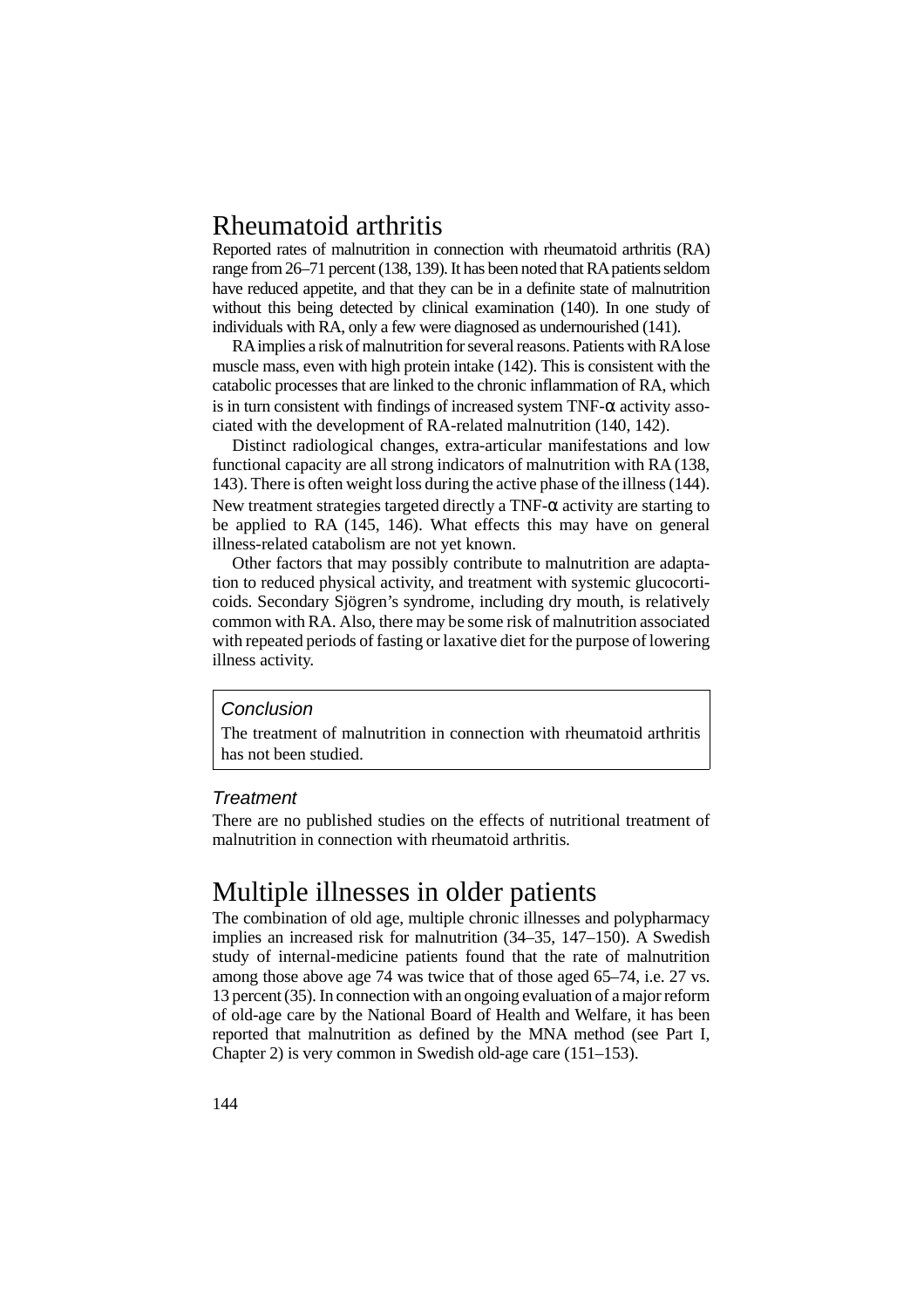## Rheumatoid arthritis

Reported rates of malnutrition in connection with rheumatoid arthritis (RA) range from 26–71 percent (138, 139). It has been noted that RA patients seldom have reduced appetite, and that they can be in a definite state of malnutrition without this being detected by clinical examination (140). In one study of individuals with RA, only a few were diagnosed as undernourished (141).

RA implies a risk of malnutrition for several reasons. Patients with RA lose muscle mass, even with high protein intake (142). This is consistent with the catabolic processes that are linked to the chronic inflammation of RA, which is in turn consistent with findings of increased system TNF-$\alpha$ activity associated with the development of RA-related malnutrition (140, 142).

Distinct radiological changes, extra-articular manifestations and low functional capacity are all strong indicators of malnutrition with RA (138, 143). There is often weight loss during the active phase of the illness (144). New treatment strategies targeted directly a TNF-$\alpha$ activity are starting to be applied to RA (145, 146). What effects this may have on general illness-related catabolism are not yet known.

Other factors that may possibly contribute to malnutrition are adaptation to reduced physical activity, and treatment with systemic glucocorticoids. Secondary Sjögren's syndrome, including dry mouth, is relatively common with RA. Also, there may be some risk of malnutrition associated with repeated periods of fasting or laxative diet for the purpose of lowering illness activity.

> *Conclusion*
>
> The treatment of malnutrition in connection with rheumatoid arthritis has not been studied.

### *Treatment*

There are no published studies on the effects of nutritional treatment of malnutrition in connection with rheumatoid arthritis.

## Multiple illnesses in older patients

The combination of old age, multiple chronic illnesses and polypharmacy implies an increased risk for malnutrition (34–35, 147–150). A Swedish study of internal-medicine patients found that the rate of malnutrition among those above age 74 was twice that of those aged 65–74, i.e. 27 vs. 13 percent (35). In connection with an ongoing evaluation of a major reform of old-age care by the National Board of Health and Welfare, it has been reported that malnutrition as defined by the MNA method (see Part I, Chapter 2) is very common in Swedish old-age care (151–153).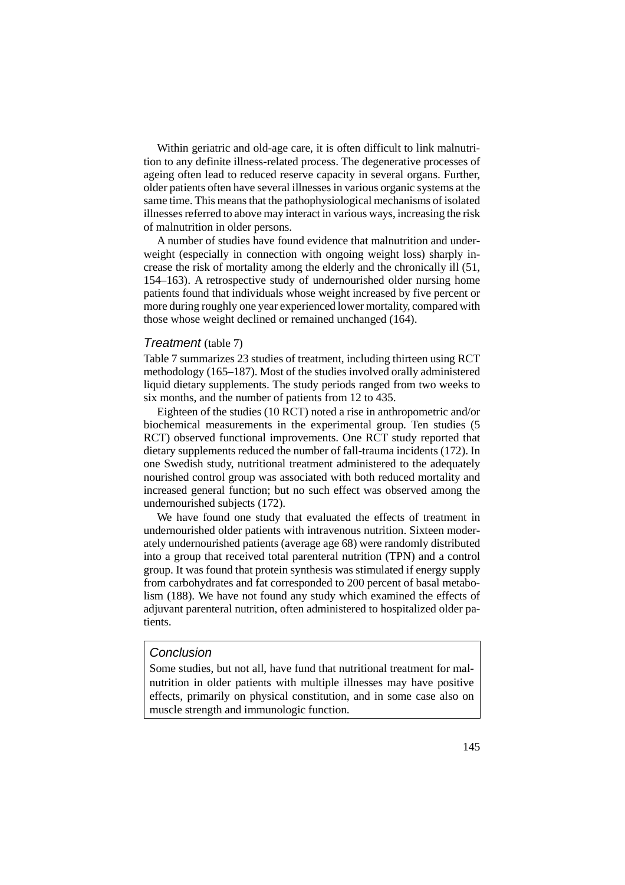Within geriatric and old-age care, it is often difficult to link malnutrition to any definite illness-related process. The degenerative processes of ageing often lead to reduced reserve capacity in several organs. Further, older patients often have several illnesses in various organic systems at the same time. This means that the pathophysiological mechanisms of isolated illnesses referred to above may interact in various ways, increasing the risk of malnutrition in older persons.

A number of studies have found evidence that malnutrition and underweight (especially in connection with ongoing weight loss) sharply increase the risk of mortality among the elderly and the chronically ill (51, 154–163). A retrospective study of undernourished older nursing home patients found that individuals whose weight increased by five percent or more during roughly one year experienced lower mortality, compared with those whose weight declined or remained unchanged (164).

### *Treatment* (table 7)

Table 7 summarizes 23 studies of treatment, including thirteen using RCT methodology (165–187). Most of the studies involved orally administered liquid dietary supplements. The study periods ranged from two weeks to six months, and the number of patients from 12 to 435.

Eighteen of the studies (10 RCT) noted a rise in anthropometric and/or biochemical measurements in the experimental group. Ten studies (5 RCT) observed functional improvements. One RCT study reported that dietary supplements reduced the number of fall-trauma incidents (172). In one Swedish study, nutritional treatment administered to the adequately nourished control group was associated with both reduced mortality and increased general function; but no such effect was observed among the undernourished subjects (172).

We have found one study that evaluated the effects of treatment in undernourished older patients with intravenous nutrition. Sixteen moderately undernourished patients (average age 68) were randomly distributed into a group that received total parenteral nutrition (TPN) and a control group. It was found that protein synthesis was stimulated if energy supply from carbohydrates and fat corresponded to 200 percent of basal metabolism (188). We have not found any study which examined the effects of adjuvant parenteral nutrition, often administered to hospitalized older patients.

> *Conclusion*
>
> Some studies, but not all, have fund that nutritional treatment for malnutrition in older patients with multiple illnesses may have positive effects, primarily on physical constitution, and in some case also on muscle strength and immunologic function.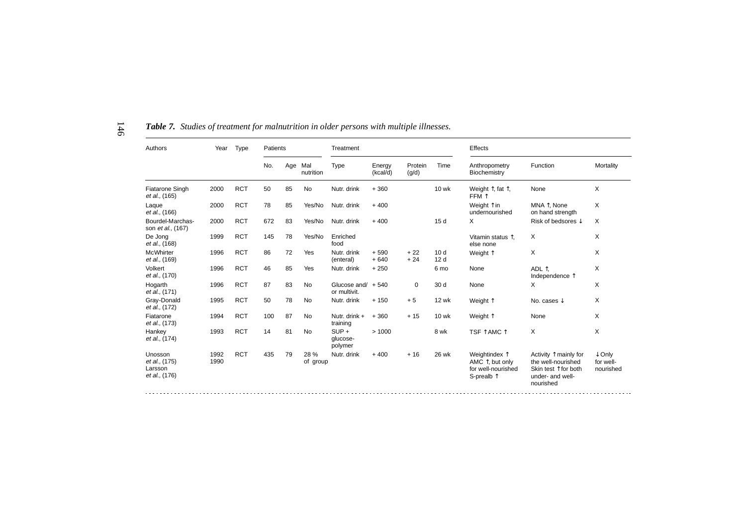***Table 7.*** *Studies of treatment for malnutrition in older persons with multiple illnesses.*

| Authors | Year | Type | Patients | | | Treatment | | | | Effects | | |
|---|---|---|---|---|---|---|---|---|---|---|---|---|
| | | | No. | Age | Mal nutrition | Type | Energy (kcal/d) | Protein (g/d) | Time | Anthropometry Biochemistry | Function | Mortality |
| Fiatarone Singh *et al.*, (165) | 2000 | RCT | 50 | 85 | No | Nutr. drink | + 360 | | 10 wk | Weight ↑, fat ↑, FFM ↑ | None | X |
| Laque *et al.*, (166) | 2000 | RCT | 78 | 85 | Yes/No | Nutr. drink | + 400 | | | Weight ↑in undernourished | MNA ↑, None on hand strength | X |
| Bourdel-Marchasson *et al.*, (167) | 2000 | RCT | 672 | 83 | Yes/No | Nutr. drink | + 400 | | 15 d | X | Risk of bedsores ↓ | X |
| De Jong *et al.*, (168) | 1999 | RCT | 145 | 78 | Yes/No | Enriched food | | | | Vitamin status ↑, else none | X | X |
| McWhirter *et al.*, (169) | 1996 | RCT | 86 | 72 | Yes | Nutr. drink (enteral) | + 590<br>+ 640 | + 22<br>+ 24 | 10 d<br>12 d | Weight ↑ | X | X |
| Volkert *et al.*, (170) | 1996 | RCT | 46 | 85 | Yes | Nutr. drink | + 250 | | 6 mo | None | ADL ↑, Independence ↑ | X |
| Hogarth *et al.*, (171) | 1996 | RCT | 87 | 83 | No | Glucose and/ or multivit. | + 540 | 0 | 30 d | None | X | X |
| Gray-Donald *et al.*, (172) | 1995 | RCT | 50 | 78 | No | Nutr. drink | + 150 | + 5 | 12 wk | Weight ↑ | No. cases ↓ | X |
| Fiatarone *et al.*, (173) | 1994 | RCT | 100 | 87 | No | Nutr. drink + training | + 360 | + 15 | 10 wk | Weight ↑ | None | X |
| Hankey *et al.*, (174) | 1993 | RCT | 14 | 81 | No | SUP + glucose-polymer | > 1000 | | 8 wk | TSF ↑AMC ↑ | X | X |
| Unosson *et al.*, (175)<br>Larsson *et al.*, (176) | 1992<br>1990 | RCT | 435 | 79 | 28 % of group | Nutr. drink | + 400 | + 16 | 26 wk | Weightindex ↑ AMC ↑, but only for well-nourished S-prealb ↑ | Activity ↑mainly for the well-nourished Skin test ↑for both under- and well-nourished | ↓Only for well-nourished |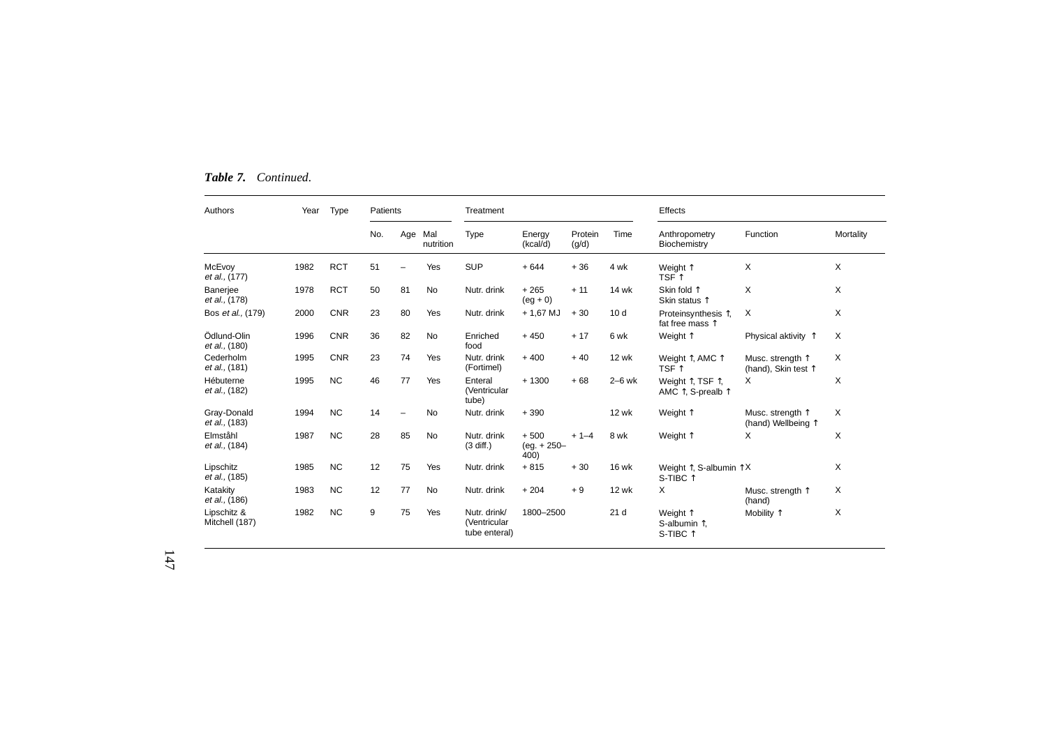***Table 7.** Continued.*

| Authors | Year | Type | Patients | | | Treatment | | | | Effects | | |
|---|---|---|---|---|---|---|---|---|---|---|---|---|
| | | | No. | Age | Mal nutrition | Type | Energy (kcal/d) | Protein (g/d) | Time | Anthropometry Biochemistry | Function | Mortality |
| McEvoy *et al.*, (177) | 1982 | RCT | 51 | – | Yes | SUP | + 644 | + 36 | 4 wk | Weight ↑ TSF ↑ | X | X |
| Banerjee *et al.*, (178) | 1978 | RCT | 50 | 81 | No | Nutr. drink | + 265 (eg + 0) | + 11 | 14 wk | Skin fold ↑ Skin status ↑ | X | X |
| Bos *et al.*, (179) | 2000 | CNR | 23 | 80 | Yes | Nutr. drink | + 1,67 MJ | + 30 | 10 d | Proteinsynthesis ↑, fat free mass ↑ | X | X |
| Ödlund-Olin *et al.*, (180) | 1996 | CNR | 36 | 82 | No | Enriched food | + 450 | + 17 | 6 wk | Weight ↑ | Physical aktivity ↑ | X |
| Cederholm *et al.*, (181) | 1995 | CNR | 23 | 74 | Yes | Nutr. drink (Fortimel) | + 400 | + 40 | 12 wk | Weight ↑, AMC ↑ TSF ↑ | Musc. strength ↑ (hand), Skin test ↑ | X |
| Hébuterne *et al.*, (182) | 1995 | NC | 46 | 77 | Yes | Enteral (Ventricular tube) | + 1300 | + 68 | 2–6 wk | Weight ↑, TSF ↑, AMC ↑, S-prealb ↑ | X | X |
| Gray-Donald *et al.*, (183) | 1994 | NC | 14 | – | No | Nutr. drink | + 390 | | 12 wk | Weight ↑ | Musc. strength ↑ (hand) Wellbeing ↑ | X |
| Elmståhl *et al.*, (184) | 1987 | NC | 28 | 85 | No | Nutr. drink (3 diff.) | + 500 (eg. + 250–400) | + 1–4 | 8 wk | Weight ↑ | X | X |
| Lipschitz *et al.*, (185) | 1985 | NC | 12 | 75 | Yes | Nutr. drink | + 815 | + 30 | 16 wk | Weight ↑, S-albumin ↑ S-TIBC ↑ | X | X |
| Katakity *et al.*, (186) | 1983 | NC | 12 | 77 | No | Nutr. drink | + 204 | + 9 | 12 wk | X | Musc. strength ↑ (hand) | X |
| Lipschitz & Mitchell (187) | 1982 | NC | 9 | 75 | Yes | Nutr. drink/ (Ventricular tube enteral) | 1800–2500 | | 21 d | Weight ↑ S-albumin ↑, S-TIBC ↑ | Mobility ↑ | X |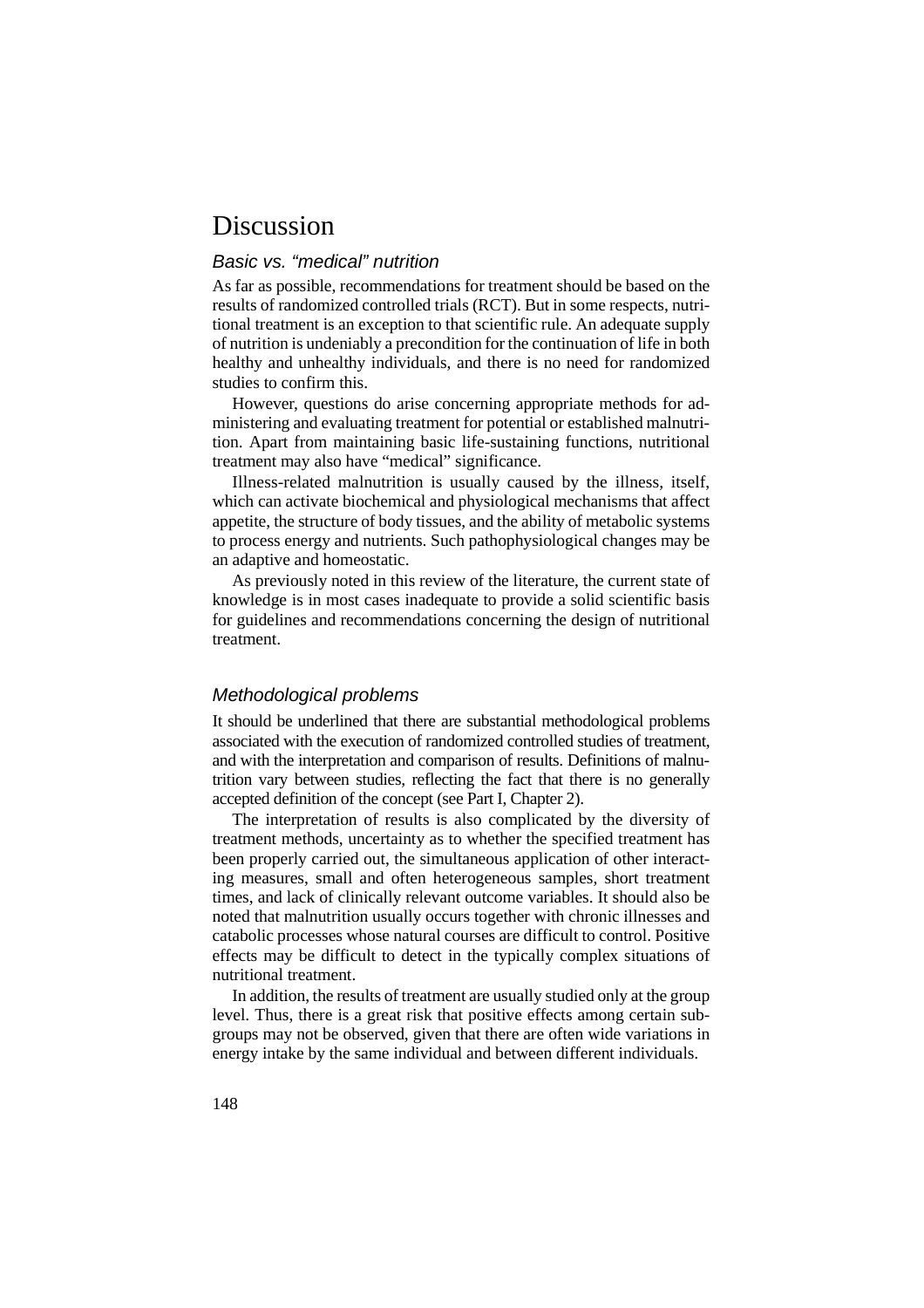# Discussion

### *Basic vs. "medical" nutrition*

As far as possible, recommendations for treatment should be based on the results of randomized controlled trials (RCT). But in some respects, nutritional treatment is an exception to that scientific rule. An adequate supply of nutrition is undeniably a precondition for the continuation of life in both healthy and unhealthy individuals, and there is no need for randomized studies to confirm this.

However, questions do arise concerning appropriate methods for administering and evaluating treatment for potential or established malnutrition. Apart from maintaining basic life-sustaining functions, nutritional treatment may also have "medical" significance.

Illness-related malnutrition is usually caused by the illness, itself, which can activate biochemical and physiological mechanisms that affect appetite, the structure of body tissues, and the ability of metabolic systems to process energy and nutrients. Such pathophysiological changes may be an adaptive and homeostatic.

As previously noted in this review of the literature, the current state of knowledge is in most cases inadequate to provide a solid scientific basis for guidelines and recommendations concerning the design of nutritional treatment.

### *Methodological problems*

It should be underlined that there are substantial methodological problems associated with the execution of randomized controlled studies of treatment, and with the interpretation and comparison of results. Definitions of malnutrition vary between studies, reflecting the fact that there is no generally accepted definition of the concept (see Part I, Chapter 2).

The interpretation of results is also complicated by the diversity of treatment methods, uncertainty as to whether the specified treatment has been properly carried out, the simultaneous application of other interacting measures, small and often heterogeneous samples, short treatment times, and lack of clinically relevant outcome variables. It should also be noted that malnutrition usually occurs together with chronic illnesses and catabolic processes whose natural courses are difficult to control. Positive effects may be difficult to detect in the typically complex situations of nutritional treatment.

In addition, the results of treatment are usually studied only at the group level. Thus, there is a great risk that positive effects among certain subgroups may not be observed, given that there are often wide variations in energy intake by the same individual and between different individuals.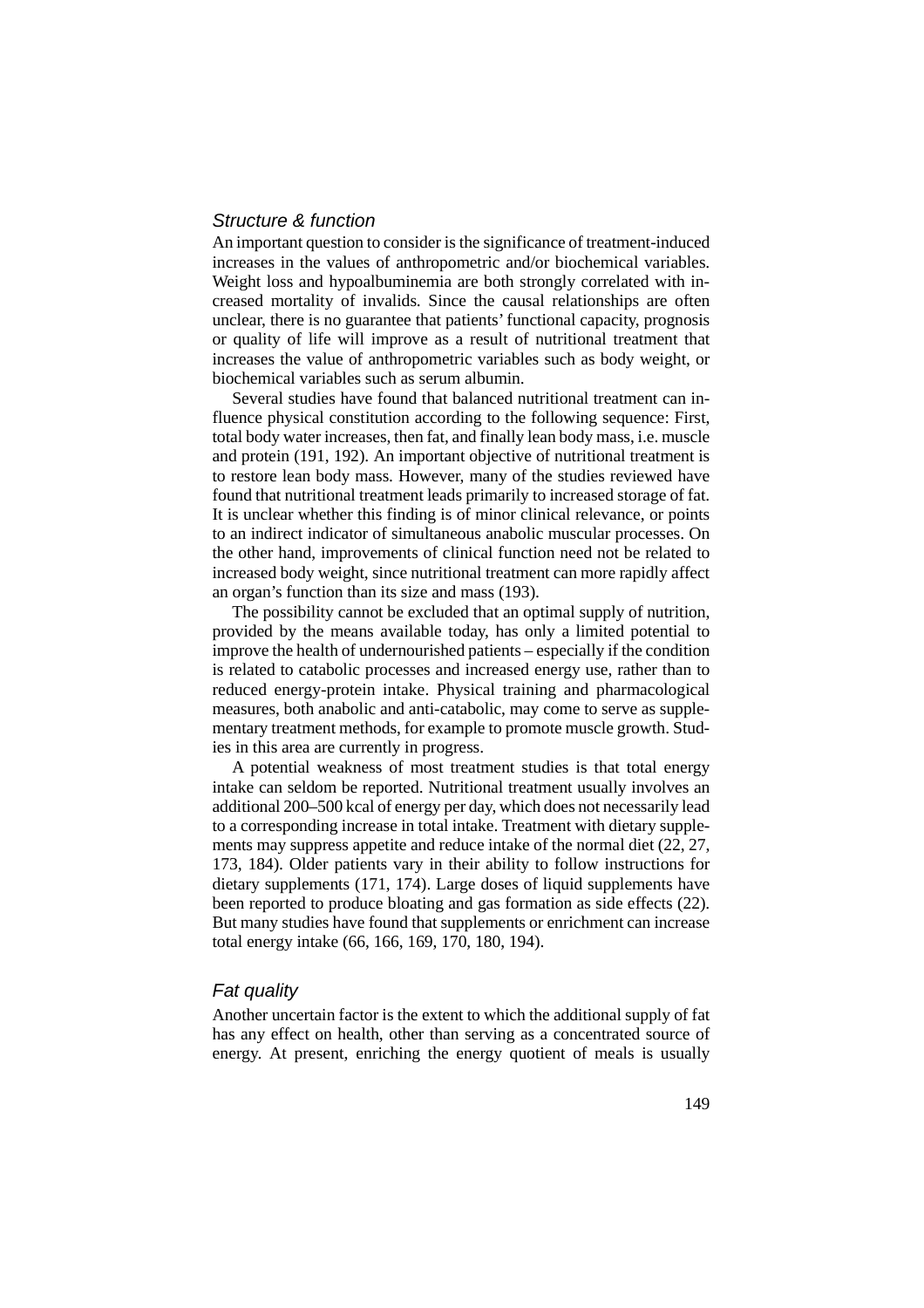### *Structure & function*

An important question to consider is the significance of treatment-induced increases in the values of anthropometric and/or biochemical variables. Weight loss and hypoalbuminemia are both strongly correlated with increased mortality of invalids. Since the causal relationships are often unclear, there is no guarantee that patients' functional capacity, prognosis or quality of life will improve as a result of nutritional treatment that increases the value of anthropometric variables such as body weight, or biochemical variables such as serum albumin.

Several studies have found that balanced nutritional treatment can influence physical constitution according to the following sequence: First, total body water increases, then fat, and finally lean body mass, i.e. muscle and protein (191, 192). An important objective of nutritional treatment is to restore lean body mass. However, many of the studies reviewed have found that nutritional treatment leads primarily to increased storage of fat. It is unclear whether this finding is of minor clinical relevance, or points to an indirect indicator of simultaneous anabolic muscular processes. On the other hand, improvements of clinical function need not be related to increased body weight, since nutritional treatment can more rapidly affect an organ's function than its size and mass (193).

The possibility cannot be excluded that an optimal supply of nutrition, provided by the means available today, has only a limited potential to improve the health of undernourished patients – especially if the condition is related to catabolic processes and increased energy use, rather than to reduced energy-protein intake. Physical training and pharmacological measures, both anabolic and anti-catabolic, may come to serve as supplementary treatment methods, for example to promote muscle growth. Studies in this area are currently in progress.

A potential weakness of most treatment studies is that total energy intake can seldom be reported. Nutritional treatment usually involves an additional 200–500 kcal of energy per day, which does not necessarily lead to a corresponding increase in total intake. Treatment with dietary supplements may suppress appetite and reduce intake of the normal diet (22, 27, 173, 184). Older patients vary in their ability to follow instructions for dietary supplements (171, 174). Large doses of liquid supplements have been reported to produce bloating and gas formation as side effects (22). But many studies have found that supplements or enrichment can increase total energy intake (66, 166, 169, 170, 180, 194).

### *Fat quality*

Another uncertain factor is the extent to which the additional supply of fat has any effect on health, other than serving as a concentrated source of energy. At present, enriching the energy quotient of meals is usually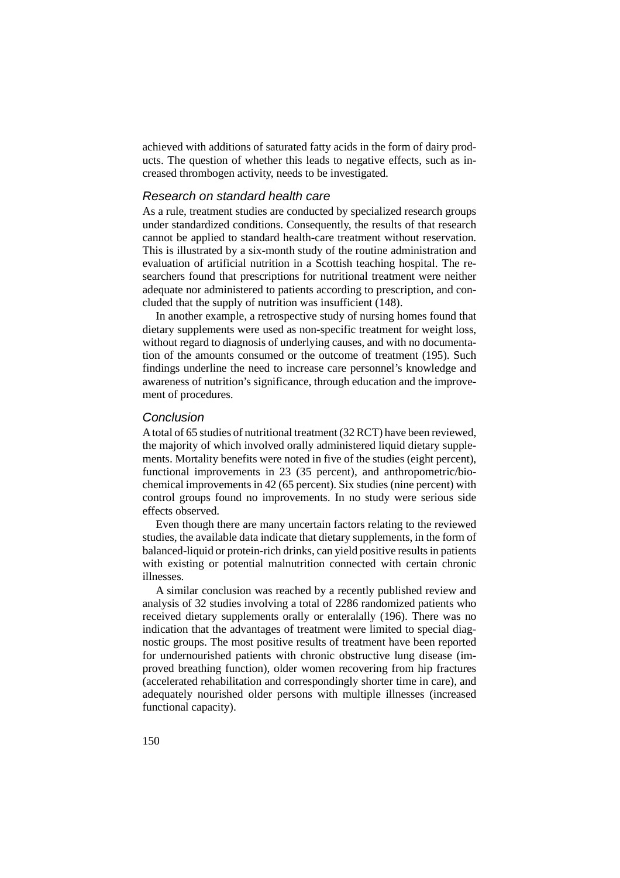achieved with additions of saturated fatty acids in the form of dairy products. The question of whether this leads to negative effects, such as increased thrombogen activity, needs to be investigated.

### Research on standard health care

As a rule, treatment studies are conducted by specialized research groups under standardized conditions. Consequently, the results of that research cannot be applied to standard health-care treatment without reservation. This is illustrated by a six-month study of the routine administration and evaluation of artificial nutrition in a Scottish teaching hospital. The researchers found that prescriptions for nutritional treatment were neither adequate nor administered to patients according to prescription, and concluded that the supply of nutrition was insufficient (148).

In another example, a retrospective study of nursing homes found that dietary supplements were used as non-specific treatment for weight loss, without regard to diagnosis of underlying causes, and with no documentation of the amounts consumed or the outcome of treatment (195). Such findings underline the need to increase care personnel's knowledge and awareness of nutrition's significance, through education and the improvement of procedures.

### Conclusion

A total of 65 studies of nutritional treatment (32 RCT) have been reviewed, the majority of which involved orally administered liquid dietary supplements. Mortality benefits were noted in five of the studies (eight percent), functional improvements in 23 (35 percent), and anthropometric/biochemical improvements in 42 (65 percent). Six studies (nine percent) with control groups found no improvements. In no study were serious side effects observed.

Even though there are many uncertain factors relating to the reviewed studies, the available data indicate that dietary supplements, in the form of balanced-liquid or protein-rich drinks, can yield positive results in patients with existing or potential malnutrition connected with certain chronic illnesses.

A similar conclusion was reached by a recently published review and analysis of 32 studies involving a total of 2286 randomized patients who received dietary supplements orally or enteralally (196). There was no indication that the advantages of treatment were limited to special diagnostic groups. The most positive results of treatment have been reported for undernourished patients with chronic obstructive lung disease (improved breathing function), older women recovering from hip fractures (accelerated rehabilitation and correspondingly shorter time in care), and adequately nourished older persons with multiple illnesses (increased functional capacity).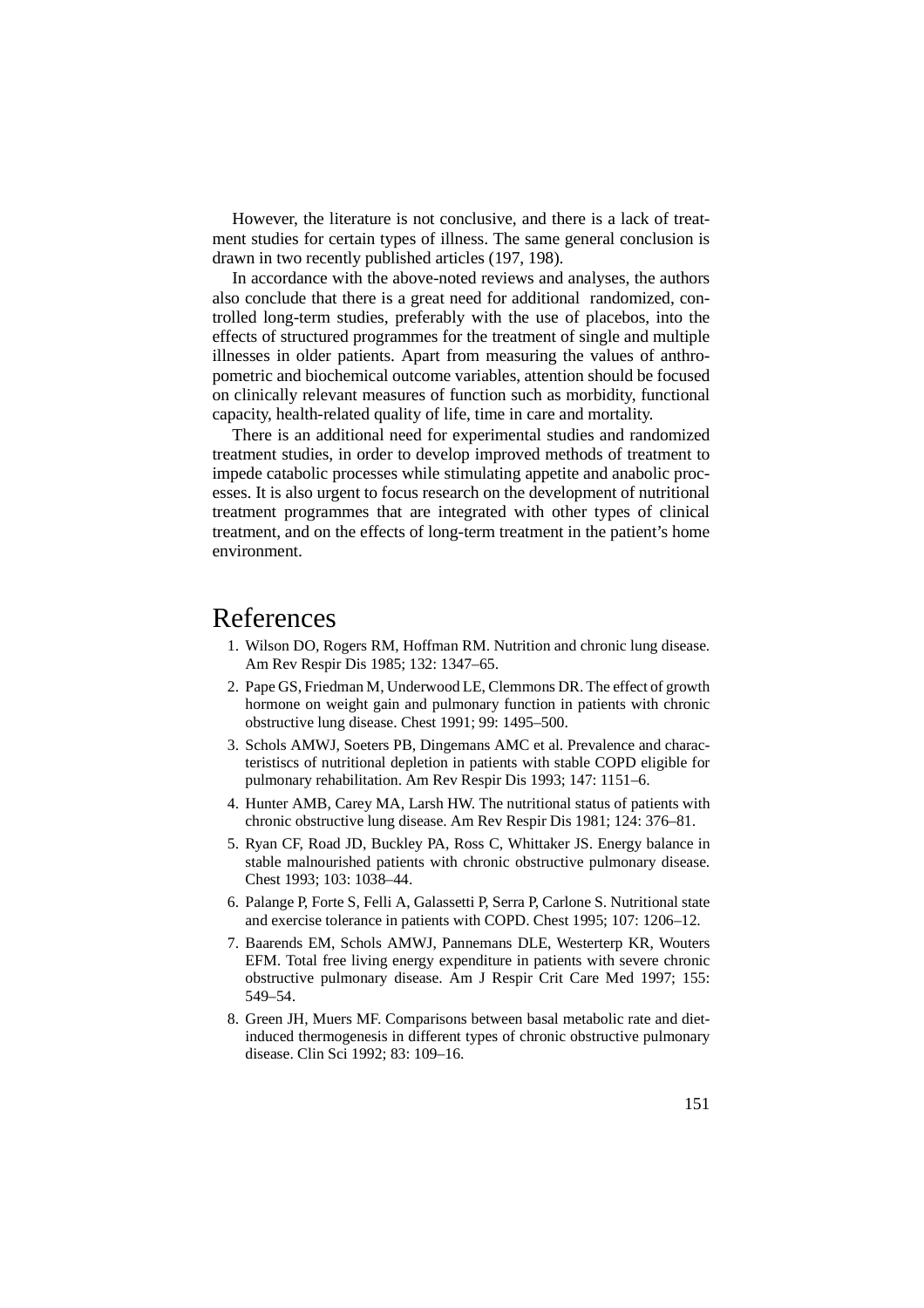However, the literature is not conclusive, and there is a lack of treatment studies for certain types of illness. The same general conclusion is drawn in two recently published articles (197, 198).

In accordance with the above-noted reviews and analyses, the authors also conclude that there is a great need for additional randomized, controlled long-term studies, preferably with the use of placebos, into the effects of structured programmes for the treatment of single and multiple illnesses in older patients. Apart from measuring the values of anthropometric and biochemical outcome variables, attention should be focused on clinically relevant measures of function such as morbidity, functional capacity, health-related quality of life, time in care and mortality.

There is an additional need for experimental studies and randomized treatment studies, in order to develop improved methods of treatment to impede catabolic processes while stimulating appetite and anabolic processes. It is also urgent to focus research on the development of nutritional treatment programmes that are integrated with other types of clinical treatment, and on the effects of long-term treatment in the patient's home environment.

# References

1. Wilson DO, Rogers RM, Hoffman RM. Nutrition and chronic lung disease. Am Rev Respir Dis 1985; 132: 1347–65.
2. Pape GS, Friedman M, Underwood LE, Clemmons DR. The effect of growth hormone on weight gain and pulmonary function in patients with chronic obstructive lung disease. Chest 1991; 99: 1495–500.
3. Schols AMWJ, Soeters PB, Dingemans AMC et al. Prevalence and characteristiscs of nutritional depletion in patients with stable COPD eligible for pulmonary rehabilitation. Am Rev Respir Dis 1993; 147: 1151–6.
4. Hunter AMB, Carey MA, Larsh HW. The nutritional status of patients with chronic obstructive lung disease. Am Rev Respir Dis 1981; 124: 376–81.
5. Ryan CF, Road JD, Buckley PA, Ross C, Whittaker JS. Energy balance in stable malnourished patients with chronic obstructive pulmonary disease. Chest 1993; 103: 1038–44.
6. Palange P, Forte S, Felli A, Galassetti P, Serra P, Carlone S. Nutritional state and exercise tolerance in patients with COPD. Chest 1995; 107: 1206–12.
7. Baarends EM, Schols AMWJ, Pannemans DLE, Westerterp KR, Wouters EFM. Total free living energy expenditure in patients with severe chronic obstructive pulmonary disease. Am J Respir Crit Care Med 1997; 155: 549–54.
8. Green JH, Muers MF. Comparisons between basal metabolic rate and diet-induced thermogenesis in different types of chronic obstructive pulmonary disease. Clin Sci 1992; 83: 109–16.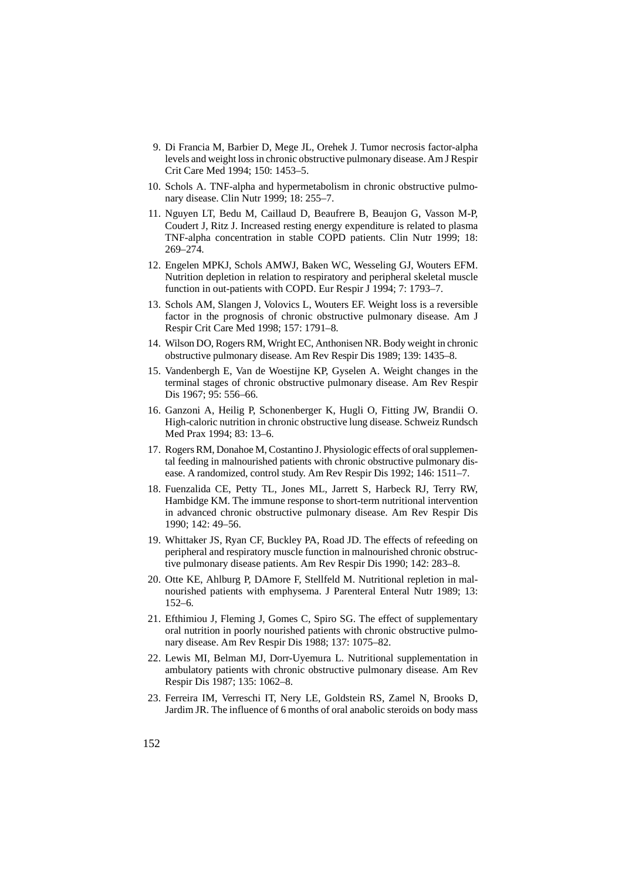9. Di Francia M, Barbier D, Mege JL, Orehek J. Tumor necrosis factor-alpha levels and weight loss in chronic obstructive pulmonary disease. Am J Respir Crit Care Med 1994; 150: 1453–5.
10. Schols A. TNF-alpha and hypermetabolism in chronic obstructive pulmonary disease. Clin Nutr 1999; 18: 255–7.
11. Nguyen LT, Bedu M, Caillaud D, Beaufrere B, Beaujon G, Vasson M-P, Coudert J, Ritz J. Increased resting energy expenditure is related to plasma TNF-alpha concentration in stable COPD patients. Clin Nutr 1999; 18: 269–274.
12. Engelen MPKJ, Schols AMWJ, Baken WC, Wesseling GJ, Wouters EFM. Nutrition depletion in relation to respiratory and peripheral skeletal muscle function in out-patients with COPD. Eur Respir J 1994; 7: 1793–7.
13. Schols AM, Slangen J, Volovics L, Wouters EF. Weight loss is a reversible factor in the prognosis of chronic obstructive pulmonary disease. Am J Respir Crit Care Med 1998; 157: 1791–8.
14. Wilson DO, Rogers RM, Wright EC, Anthonisen NR. Body weight in chronic obstructive pulmonary disease. Am Rev Respir Dis 1989; 139: 1435–8.
15. Vandenbergh E, Van de Woestijne KP, Gyselen A. Weight changes in the terminal stages of chronic obstructive pulmonary disease. Am Rev Respir Dis 1967; 95: 556–66.
16. Ganzoni A, Heilig P, Schonenberger K, Hugli O, Fitting JW, Brandii O. High-caloric nutrition in chronic obstructive lung disease. Schweiz Rundsch Med Prax 1994; 83: 13–6.
17. Rogers RM, Donahoe M, Costantino J. Physiologic effects of oral supplemental feeding in malnourished patients with chronic obstructive pulmonary disease. A randomized, control study. Am Rev Respir Dis 1992; 146: 1511–7.
18. Fuenzalida CE, Petty TL, Jones ML, Jarrett S, Harbeck RJ, Terry RW, Hambidge KM. The immune response to short-term nutritional intervention in advanced chronic obstructive pulmonary disease. Am Rev Respir Dis 1990; 142: 49–56.
19. Whittaker JS, Ryan CF, Buckley PA, Road JD. The effects of refeeding on peripheral and respiratory muscle function in malnourished chronic obstructive pulmonary disease patients. Am Rev Respir Dis 1990; 142: 283–8.
20. Otte KE, Ahlburg P, DAmore F, Stellfeld M. Nutritional repletion in malnourished patients with emphysema. J Parenteral Enteral Nutr 1989; 13: 152–6.
21. Efthimiou J, Fleming J, Gomes C, Spiro SG. The effect of supplementary oral nutrition in poorly nourished patients with chronic obstructive pulmonary disease. Am Rev Respir Dis 1988; 137: 1075–82.
22. Lewis MI, Belman MJ, Dorr-Uyemura L. Nutritional supplementation in ambulatory patients with chronic obstructive pulmonary disease. Am Rev Respir Dis 1987; 135: 1062–8.
23. Ferreira IM, Verreschi IT, Nery LE, Goldstein RS, Zamel N, Brooks D, Jardim JR. The influence of 6 months of oral anabolic steroids on body mass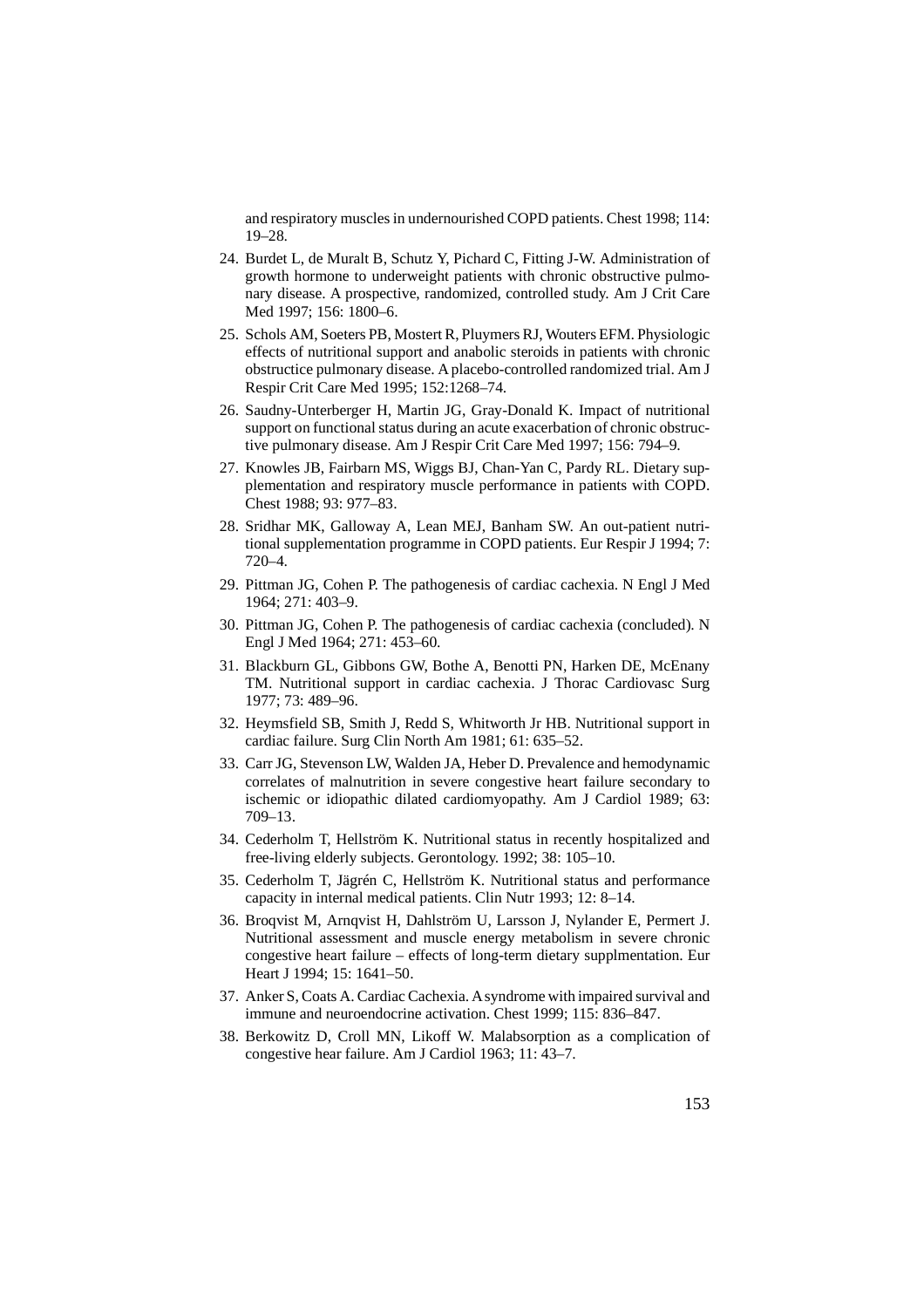and respiratory muscles in undernourished COPD patients. Chest 1998; 114: 19–28.

24. Burdet L, de Muralt B, Schutz Y, Pichard C, Fitting J-W. Administration of growth hormone to underweight patients with chronic obstructive pulmonary disease. A prospective, randomized, controlled study. Am J Crit Care Med 1997; 156: 1800–6.
25. Schols AM, Soeters PB, Mostert R, Pluymers RJ, Wouters EFM. Physiologic effects of nutritional support and anabolic steroids in patients with chronic obstructice pulmonary disease. A placebo-controlled randomized trial. Am J Respir Crit Care Med 1995; 152:1268–74.
26. Saudny-Unterberger H, Martin JG, Gray-Donald K. Impact of nutritional support on functional status during an acute exacerbation of chronic obstructive pulmonary disease. Am J Respir Crit Care Med 1997; 156: 794–9.
27. Knowles JB, Fairbarn MS, Wiggs BJ, Chan-Yan C, Pardy RL. Dietary supplementation and respiratory muscle performance in patients with COPD. Chest 1988; 93: 977–83.
28. Sridhar MK, Galloway A, Lean MEJ, Banham SW. An out-patient nutritional supplementation programme in COPD patients. Eur Respir J 1994; 7: 720–4.
29. Pittman JG, Cohen P. The pathogenesis of cardiac cachexia. N Engl J Med 1964; 271: 403–9.
30. Pittman JG, Cohen P. The pathogenesis of cardiac cachexia (concluded). N Engl J Med 1964; 271: 453–60.
31. Blackburn GL, Gibbons GW, Bothe A, Benotti PN, Harken DE, McEnany TM. Nutritional support in cardiac cachexia. J Thorac Cardiovasc Surg 1977; 73: 489–96.
32. Heymsfield SB, Smith J, Redd S, Whitworth Jr HB. Nutritional support in cardiac failure. Surg Clin North Am 1981; 61: 635–52.
33. Carr JG, Stevenson LW, Walden JA, Heber D. Prevalence and hemodynamic correlates of malnutrition in severe congestive heart failure secondary to ischemic or idiopathic dilated cardiomyopathy. Am J Cardiol 1989; 63: 709–13.
34. Cederholm T, Hellström K. Nutritional status in recently hospitalized and free-living elderly subjects. Gerontology. 1992; 38: 105–10.
35. Cederholm T, Jägrén C, Hellström K. Nutritional status and performance capacity in internal medical patients. Clin Nutr 1993; 12: 8–14.
36. Broqvist M, Arnqvist H, Dahlström U, Larsson J, Nylander E, Permert J. Nutritional assessment and muscle energy metabolism in severe chronic congestive heart failure – effects of long-term dietary supplmentation. Eur Heart J 1994; 15: 1641–50.
37. Anker S, Coats A. Cardiac Cachexia. A syndrome with impaired survival and immune and neuroendocrine activation. Chest 1999; 115: 836–847.
38. Berkowitz D, Croll MN, Likoff W. Malabsorption as a complication of congestive hear failure. Am J Cardiol 1963; 11: 43–7.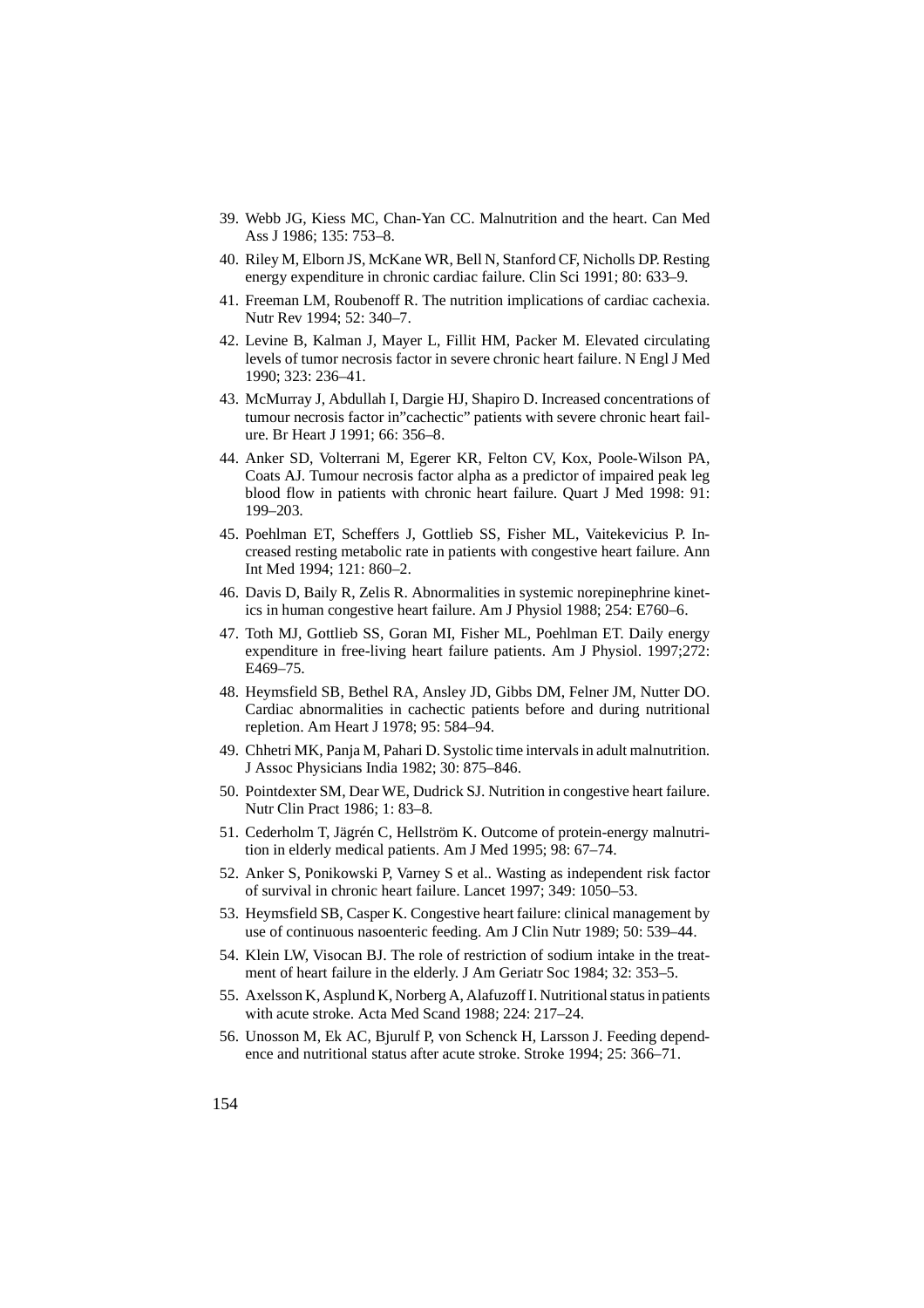39. Webb JG, Kiess MC, Chan-Yan CC. Malnutrition and the heart. Can Med Ass J 1986; 135: 753–8.
40. Riley M, Elborn JS, McKane WR, Bell N, Stanford CF, Nicholls DP. Resting energy expenditure in chronic cardiac failure. Clin Sci 1991; 80: 633–9.
41. Freeman LM, Roubenoff R. The nutrition implications of cardiac cachexia. Nutr Rev 1994; 52: 340–7.
42. Levine B, Kalman J, Mayer L, Fillit HM, Packer M. Elevated circulating levels of tumor necrosis factor in severe chronic heart failure. N Engl J Med 1990; 323: 236–41.
43. McMurray J, Abdullah I, Dargie HJ, Shapiro D. Increased concentrations of tumour necrosis factor in"cachectic" patients with severe chronic heart failure. Br Heart J 1991; 66: 356–8.
44. Anker SD, Volterrani M, Egerer KR, Felton CV, Kox, Poole-Wilson PA, Coats AJ. Tumour necrosis factor alpha as a predictor of impaired peak leg blood flow in patients with chronic heart failure. Quart J Med 1998: 91: 199–203.
45. Poehlman ET, Scheffers J, Gottlieb SS, Fisher ML, Vaitekevicius P. Increased resting metabolic rate in patients with congestive heart failure. Ann Int Med 1994; 121: 860–2.
46. Davis D, Baily R, Zelis R. Abnormalities in systemic norepinephrine kinetics in human congestive heart failure. Am J Physiol 1988; 254: E760–6.
47. Toth MJ, Gottlieb SS, Goran MI, Fisher ML, Poehlman ET. Daily energy expenditure in free-living heart failure patients. Am J Physiol. 1997;272: E469–75.
48. Heymsfield SB, Bethel RA, Ansley JD, Gibbs DM, Felner JM, Nutter DO. Cardiac abnormalities in cachectic patients before and during nutritional repletion. Am Heart J 1978; 95: 584–94.
49. Chhetri MK, Panja M, Pahari D. Systolic time intervals in adult malnutrition. J Assoc Physicians India 1982; 30: 875–846.
50. Pointdexter SM, Dear WE, Dudrick SJ. Nutrition in congestive heart failure. Nutr Clin Pract 1986; 1: 83–8.
51. Cederholm T, Jägrén C, Hellström K. Outcome of protein-energy malnutrition in elderly medical patients. Am J Med 1995; 98: 67–74.
52. Anker S, Ponikowski P, Varney S et al.. Wasting as independent risk factor of survival in chronic heart failure. Lancet 1997; 349: 1050–53.
53. Heymsfield SB, Casper K. Congestive heart failure: clinical management by use of continuous nasoenteric feeding. Am J Clin Nutr 1989; 50: 539–44.
54. Klein LW, Visocan BJ. The role of restriction of sodium intake in the treatment of heart failure in the elderly. J Am Geriatr Soc 1984; 32: 353–5.
55. Axelsson K, Asplund K, Norberg A, Alafuzoff I. Nutritional status in patients with acute stroke. Acta Med Scand 1988; 224: 217–24.
56. Unosson M, Ek AC, Bjurulf P, von Schenck H, Larsson J. Feeding dependence and nutritional status after acute stroke. Stroke 1994; 25: 366–71.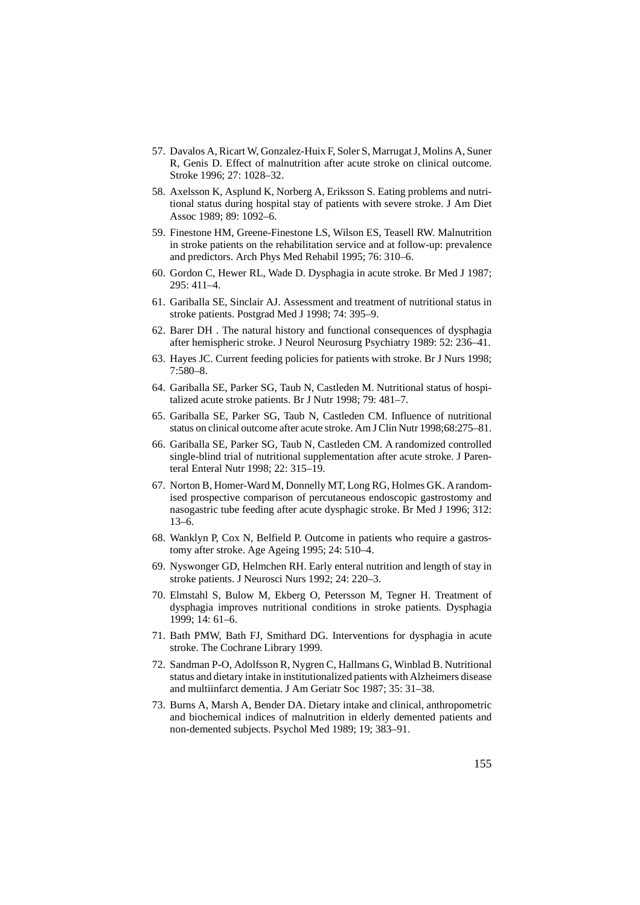57. Davalos A, Ricart W, Gonzalez-Huix F, Soler S, Marrugat J, Molins A, Suner R, Genis D. Effect of malnutrition after acute stroke on clinical outcome. Stroke 1996; 27: 1028–32.
58. Axelsson K, Asplund K, Norberg A, Eriksson S. Eating problems and nutritional status during hospital stay of patients with severe stroke. J Am Diet Assoc 1989; 89: 1092–6.
59. Finestone HM, Greene-Finestone LS, Wilson ES, Teasell RW. Malnutrition in stroke patients on the rehabilitation service and at follow-up: prevalence and predictors. Arch Phys Med Rehabil 1995; 76: 310–6.
60. Gordon C, Hewer RL, Wade D. Dysphagia in acute stroke. Br Med J 1987; 295: 411–4.
61. Gariballa SE, Sinclair AJ. Assessment and treatment of nutritional status in stroke patients. Postgrad Med J 1998; 74: 395–9.
62. Barer DH . The natural history and functional consequences of dysphagia after hemispheric stroke. J Neurol Neurosurg Psychiatry 1989: 52: 236–41.
63. Hayes JC. Current feeding policies for patients with stroke. Br J Nurs 1998; 7:580–8.
64. Gariballa SE, Parker SG, Taub N, Castleden M. Nutritional status of hospitalized acute stroke patients. Br J Nutr 1998; 79: 481–7.
65. Gariballa SE, Parker SG, Taub N, Castleden CM. Influence of nutritional status on clinical outcome after acute stroke. Am J Clin Nutr 1998;68:275–81.
66. Gariballa SE, Parker SG, Taub N, Castleden CM. A randomized controlled single-blind trial of nutritional supplementation after acute stroke. J Parenteral Enteral Nutr 1998; 22: 315–19.
67. Norton B, Homer-Ward M, Donnelly MT, Long RG, Holmes GK. A randomised prospective comparison of percutaneous endoscopic gastrostomy and nasogastric tube feeding after acute dysphagic stroke. Br Med J 1996; 312: 13–6.
68. Wanklyn P, Cox N, Belfield P. Outcome in patients who require a gastrostomy after stroke. Age Ageing 1995; 24: 510–4.
69. Nyswonger GD, Helmchen RH. Early enteral nutrition and length of stay in stroke patients. J Neurosci Nurs 1992; 24: 220–3.
70. Elmstahl S, Bulow M, Ekberg O, Petersson M, Tegner H. Treatment of dysphagia improves nutritional conditions in stroke patients. Dysphagia 1999; 14: 61–6.
71. Bath PMW, Bath FJ, Smithard DG. Interventions for dysphagia in acute stroke. The Cochrane Library 1999.
72. Sandman P-O, Adolfsson R, Nygren C, Hallmans G, Winblad B. Nutritional status and dietary intake in institutionalized patients with Alzheimers disease and multiinfarct dementia. J Am Geriatr Soc 1987; 35: 31–38.
73. Burns A, Marsh A, Bender DA. Dietary intake and clinical, anthropometric and biochemical indices of malnutrition in elderly demented patients and non-demented subjects. Psychol Med 1989; 19; 383–91.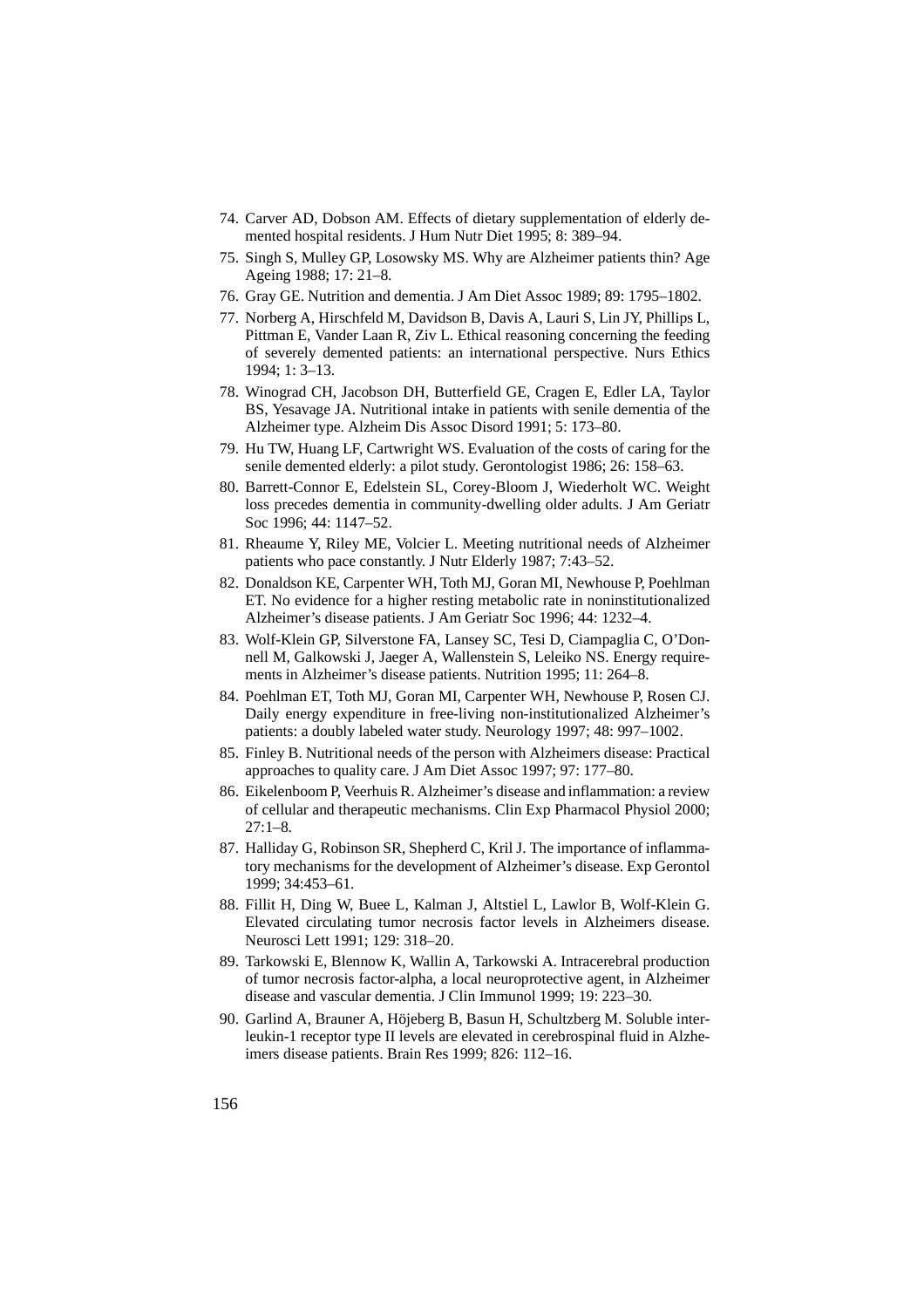74. Carver AD, Dobson AM. Effects of dietary supplementation of elderly demented hospital residents. J Hum Nutr Diet 1995; 8: 389–94.
75. Singh S, Mulley GP, Losowsky MS. Why are Alzheimer patients thin? Age Ageing 1988; 17: 21–8.
76. Gray GE. Nutrition and dementia. J Am Diet Assoc 1989; 89: 1795–1802.
77. Norberg A, Hirschfeld M, Davidson B, Davis A, Lauri S, Lin JY, Phillips L, Pittman E, Vander Laan R, Ziv L. Ethical reasoning concerning the feeding of severely demented patients: an international perspective. Nurs Ethics 1994; 1: 3–13.
78. Winograd CH, Jacobson DH, Butterfield GE, Cragen E, Edler LA, Taylor BS, Yesavage JA. Nutritional intake in patients with senile dementia of the Alzheimer type. Alzheim Dis Assoc Disord 1991; 5: 173–80.
79. Hu TW, Huang LF, Cartwright WS. Evaluation of the costs of caring for the senile demented elderly: a pilot study. Gerontologist 1986; 26: 158–63.
80. Barrett-Connor E, Edelstein SL, Corey-Bloom J, Wiederholt WC. Weight loss precedes dementia in community-dwelling older adults. J Am Geriatr Soc 1996; 44: 1147–52.
81. Rheaume Y, Riley ME, Volcier L. Meeting nutritional needs of Alzheimer patients who pace constantly. J Nutr Elderly 1987; 7:43–52.
82. Donaldson KE, Carpenter WH, Toth MJ, Goran MI, Newhouse P, Poehlman ET. No evidence for a higher resting metabolic rate in noninstitutionalized Alzheimer's disease patients. J Am Geriatr Soc 1996; 44: 1232–4.
83. Wolf-Klein GP, Silverstone FA, Lansey SC, Tesi D, Ciampaglia C, O'Donnell M, Galkowski J, Jaeger A, Wallenstein S, Leleiko NS. Energy requirements in Alzheimer's disease patients. Nutrition 1995; 11: 264–8.
84. Poehlman ET, Toth MJ, Goran MI, Carpenter WH, Newhouse P, Rosen CJ. Daily energy expenditure in free-living non-institutionalized Alzheimer's patients: a doubly labeled water study. Neurology 1997; 48: 997–1002.
85. Finley B. Nutritional needs of the person with Alzheimers disease: Practical approaches to quality care. J Am Diet Assoc 1997; 97: 177–80.
86. Eikelenboom P, Veerhuis R. Alzheimer's disease and inflammation: a review of cellular and therapeutic mechanisms. Clin Exp Pharmacol Physiol 2000; 27:1–8.
87. Halliday G, Robinson SR, Shepherd C, Kril J. The importance of inflammatory mechanisms for the development of Alzheimer's disease. Exp Gerontol 1999; 34:453–61.
88. Fillit H, Ding W, Buee L, Kalman J, Altstiel L, Lawlor B, Wolf-Klein G. Elevated circulating tumor necrosis factor levels in Alzheimers disease. Neurosci Lett 1991; 129: 318–20.
89. Tarkowski E, Blennow K, Wallin A, Tarkowski A. Intracerebral production of tumor necrosis factor-alpha, a local neuroprotective agent, in Alzheimer disease and vascular dementia. J Clin Immunol 1999; 19: 223–30.
90. Garlind A, Brauner A, Höjeberg B, Basun H, Schultzberg M. Soluble interleukin-1 receptor type II levels are elevated in cerebrospinal fluid in Alzheimers disease patients. Brain Res 1999; 826: 112–16.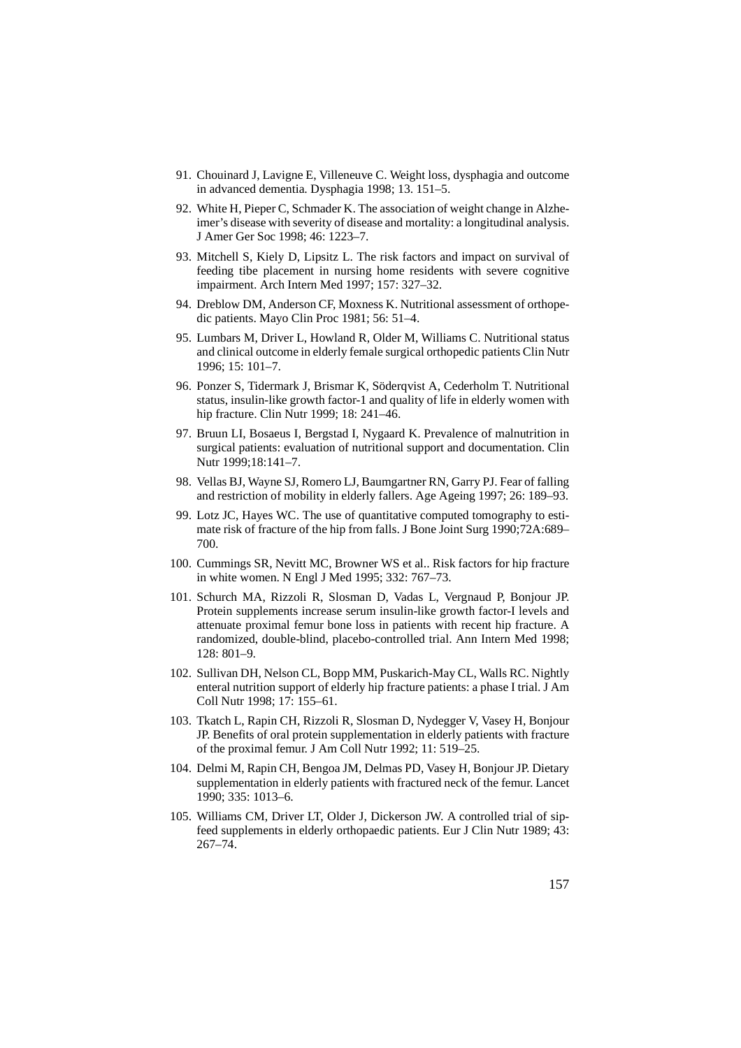91. Chouinard J, Lavigne E, Villeneuve C. Weight loss, dysphagia and outcome in advanced dementia. Dysphagia 1998; 13. 151–5.
92. White H, Pieper C, Schmader K. The association of weight change in Alzheimer's disease with severity of disease and mortality: a longitudinal analysis. J Amer Ger Soc 1998; 46: 1223–7.
93. Mitchell S, Kiely D, Lipsitz L. The risk factors and impact on survival of feeding tibe placement in nursing home residents with severe cognitive impairment. Arch Intern Med 1997; 157: 327–32.
94. Dreblow DM, Anderson CF, Moxness K. Nutritional assessment of orthopedic patients. Mayo Clin Proc 1981; 56: 51–4.
95. Lumbars M, Driver L, Howland R, Older M, Williams C. Nutritional status and clinical outcome in elderly female surgical orthopedic patients Clin Nutr 1996; 15: 101–7.
96. Ponzer S, Tidermark J, Brismar K, Söderqvist A, Cederholm T. Nutritional status, insulin-like growth factor-1 and quality of life in elderly women with hip fracture. Clin Nutr 1999; 18: 241–46.
97. Bruun LI, Bosaeus I, Bergstad I, Nygaard K. Prevalence of malnutrition in surgical patients: evaluation of nutritional support and documentation. Clin Nutr 1999;18:141–7.
98. Vellas BJ, Wayne SJ, Romero LJ, Baumgartner RN, Garry PJ. Fear of falling and restriction of mobility in elderly fallers. Age Ageing 1997; 26: 189–93.
99. Lotz JC, Hayes WC. The use of quantitative computed tomography to estimate risk of fracture of the hip from falls. J Bone Joint Surg 1990;72A:689–700.
100. Cummings SR, Nevitt MC, Browner WS et al.. Risk factors for hip fracture in white women. N Engl J Med 1995; 332: 767–73.
101. Schurch MA, Rizzoli R, Slosman D, Vadas L, Vergnaud P, Bonjour JP. Protein supplements increase serum insulin-like growth factor-I levels and attenuate proximal femur bone loss in patients with recent hip fracture. A randomized, double-blind, placebo-controlled trial. Ann Intern Med 1998; 128: 801–9.
102. Sullivan DH, Nelson CL, Bopp MM, Puskarich-May CL, Walls RC. Nightly enteral nutrition support of elderly hip fracture patients: a phase I trial. J Am Coll Nutr 1998; 17: 155–61.
103. Tkatch L, Rapin CH, Rizzoli R, Slosman D, Nydegger V, Vasey H, Bonjour JP. Benefits of oral protein supplementation in elderly patients with fracture of the proximal femur. J Am Coll Nutr 1992; 11: 519–25.
104. Delmi M, Rapin CH, Bengoa JM, Delmas PD, Vasey H, Bonjour JP. Dietary supplementation in elderly patients with fractured neck of the femur. Lancet 1990; 335: 1013–6.
105. Williams CM, Driver LT, Older J, Dickerson JW. A controlled trial of sip-feed supplements in elderly orthopaedic patients. Eur J Clin Nutr 1989; 43: 267–74.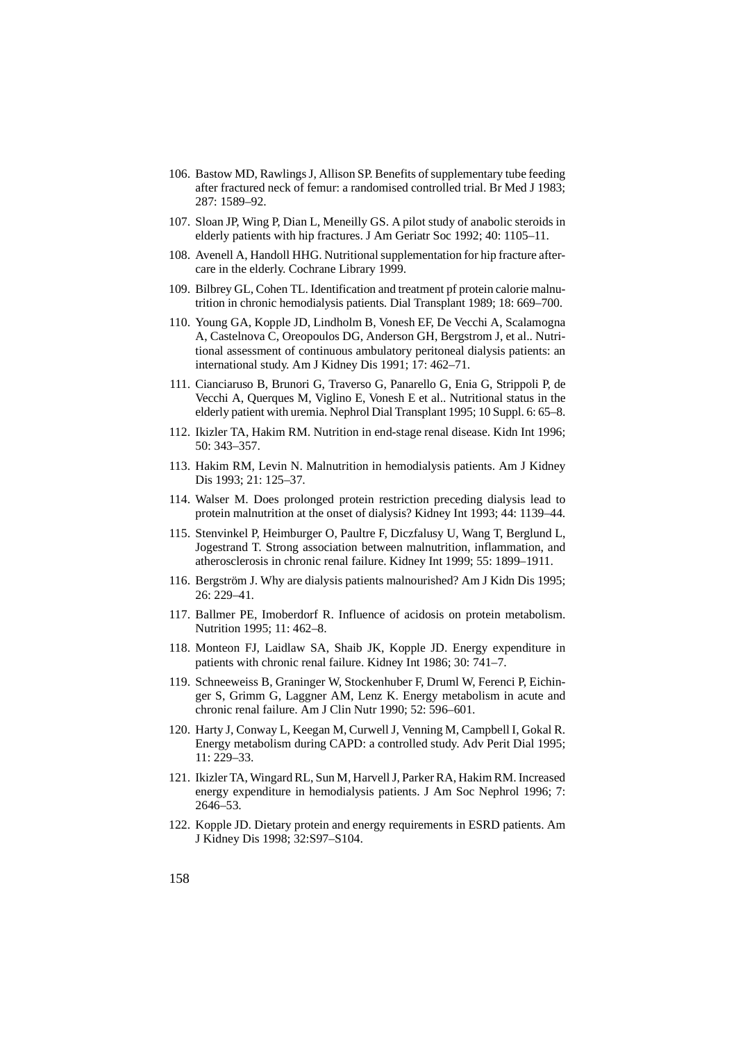106. Bastow MD, Rawlings J, Allison SP. Benefits of supplementary tube feeding after fractured neck of femur: a randomised controlled trial. Br Med J 1983; 287: 1589–92.

107. Sloan JP, Wing P, Dian L, Meneilly GS. A pilot study of anabolic steroids in elderly patients with hip fractures. J Am Geriatr Soc 1992; 40: 1105–11.

108. Avenell A, Handoll HHG. Nutritional supplementation for hip fracture aftercare in the elderly. Cochrane Library 1999.

109. Bilbrey GL, Cohen TL. Identification and treatment pf protein calorie malnutrition in chronic hemodialysis patients. Dial Transplant 1989; 18: 669–700.

110. Young GA, Kopple JD, Lindholm B, Vonesh EF, De Vecchi A, Scalamogna A, Castelnova C, Oreopoulos DG, Anderson GH, Bergstrom J, et al.. Nutritional assessment of continuous ambulatory peritoneal dialysis patients: an international study. Am J Kidney Dis 1991; 17: 462–71.

111. Cianciaruso B, Brunori G, Traverso G, Panarello G, Enia G, Strippoli P, de Vecchi A, Querques M, Viglino E, Vonesh E et al.. Nutritional status in the elderly patient with uremia. Nephrol Dial Transplant 1995; 10 Suppl. 6: 65–8.

112. Ikizler TA, Hakim RM. Nutrition in end-stage renal disease. Kidn Int 1996; 50: 343–357.

113. Hakim RM, Levin N. Malnutrition in hemodialysis patients. Am J Kidney Dis 1993; 21: 125–37.

114. Walser M. Does prolonged protein restriction preceding dialysis lead to protein malnutrition at the onset of dialysis? Kidney Int 1993; 44: 1139–44.

115. Stenvinkel P, Heimburger O, Paultre F, Diczfalusy U, Wang T, Berglund L, Jogestrand T. Strong association between malnutrition, inflammation, and atherosclerosis in chronic renal failure. Kidney Int 1999; 55: 1899–1911.

116. Bergström J. Why are dialysis patients malnourished? Am J Kidn Dis 1995; 26: 229–41.

117. Ballmer PE, Imoberdorf R. Influence of acidosis on protein metabolism. Nutrition 1995; 11: 462–8.

118. Monteon FJ, Laidlaw SA, Shaib JK, Kopple JD. Energy expenditure in patients with chronic renal failure. Kidney Int 1986; 30: 741–7.

119. Schneeweiss B, Graninger W, Stockenhuber F, Druml W, Ferenci P, Eichinger S, Grimm G, Laggner AM, Lenz K. Energy metabolism in acute and chronic renal failure. Am J Clin Nutr 1990; 52: 596–601.

120. Harty J, Conway L, Keegan M, Curwell J, Venning M, Campbell I, Gokal R. Energy metabolism during CAPD: a controlled study. Adv Perit Dial 1995; 11: 229–33.

121. Ikizler TA, Wingard RL, Sun M, Harvell J, Parker RA, Hakim RM. Increased energy expenditure in hemodialysis patients. J Am Soc Nephrol 1996; 7: 2646–53.

122. Kopple JD. Dietary protein and energy requirements in ESRD patients. Am J Kidney Dis 1998; 32:S97–S104.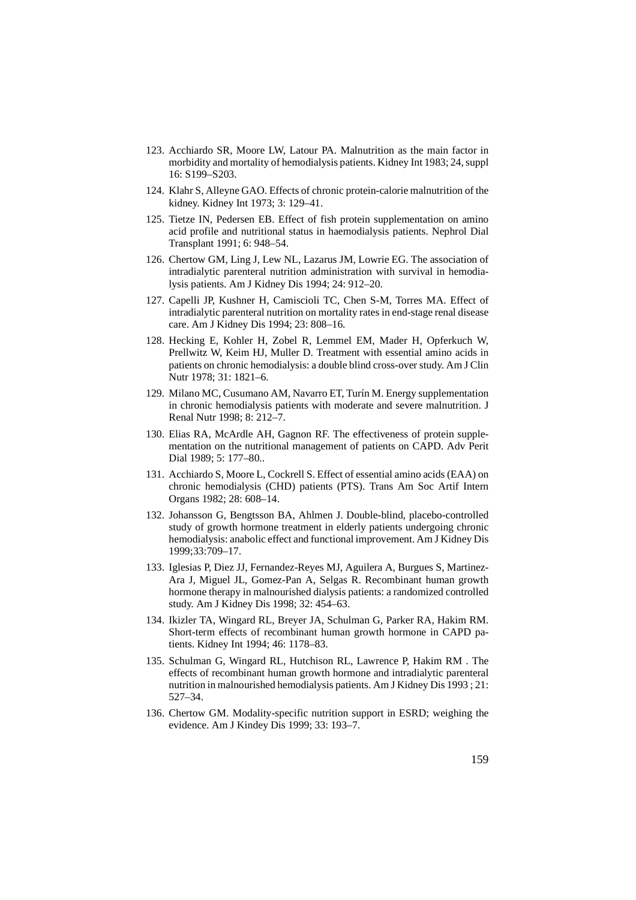123. Acchiardo SR, Moore LW, Latour PA. Malnutrition as the main factor in morbidity and mortality of hemodialysis patients. Kidney Int 1983; 24, suppl 16: S199–S203.

124. Klahr S, Alleyne GAO. Effects of chronic protein-calorie malnutrition of the kidney. Kidney Int 1973; 3: 129–41.

125. Tietze IN, Pedersen EB. Effect of fish protein supplementation on amino acid profile and nutritional status in haemodialysis patients. Nephrol Dial Transplant 1991; 6: 948–54.

126. Chertow GM, Ling J, Lew NL, Lazarus JM, Lowrie EG. The association of intradialytic parenteral nutrition administration with survival in hemodialysis patients. Am J Kidney Dis 1994; 24: 912–20.

127. Capelli JP, Kushner H, Camiscioli TC, Chen S-M, Torres MA. Effect of intradialytic parenteral nutrition on mortality rates in end-stage renal disease care. Am J Kidney Dis 1994; 23: 808–16.

128. Hecking E, Kohler H, Zobel R, Lemmel EM, Mader H, Opferkuch W, Prellwitz W, Keim HJ, Muller D. Treatment with essential amino acids in patients on chronic hemodialysis: a double blind cross-over study. Am J Clin Nutr 1978; 31: 1821–6.

129. Milano MC, Cusumano AM, Navarro ET, Turín M. Energy supplementation in chronic hemodialysis patients with moderate and severe malnutrition. J Renal Nutr 1998; 8: 212–7.

130. Elias RA, McArdle AH, Gagnon RF. The effectiveness of protein supplementation on the nutritional management of patients on CAPD. Adv Perit Dial 1989; 5: 177–80..

131. Acchiardo S, Moore L, Cockrell S. Effect of essential amino acids (EAA) on chronic hemodialysis (CHD) patients (PTS). Trans Am Soc Artif Intern Organs 1982; 28: 608–14.

132. Johansson G, Bengtsson BA, Ahlmen J. Double-blind, placebo-controlled study of growth hormone treatment in elderly patients undergoing chronic hemodialysis: anabolic effect and functional improvement. Am J Kidney Dis 1999;33:709–17.

133. Iglesias P, Diez JJ, Fernandez-Reyes MJ, Aguilera A, Burgues S, Martinez-Ara J, Miguel JL, Gomez-Pan A, Selgas R. Recombinant human growth hormone therapy in malnourished dialysis patients: a randomized controlled study. Am J Kidney Dis 1998; 32: 454–63.

134. Ikizler TA, Wingard RL, Breyer JA, Schulman G, Parker RA, Hakim RM. Short-term effects of recombinant human growth hormone in CAPD patients. Kidney Int 1994; 46: 1178–83.

135. Schulman G, Wingard RL, Hutchison RL, Lawrence P, Hakim RM . The effects of recombinant human growth hormone and intradialytic parenteral nutrition in malnourished hemodialysis patients. Am J Kidney Dis 1993 ; 21: 527–34.

136. Chertow GM. Modality-specific nutrition support in ESRD; weighing the evidence. Am J Kindey Dis 1999; 33: 193–7.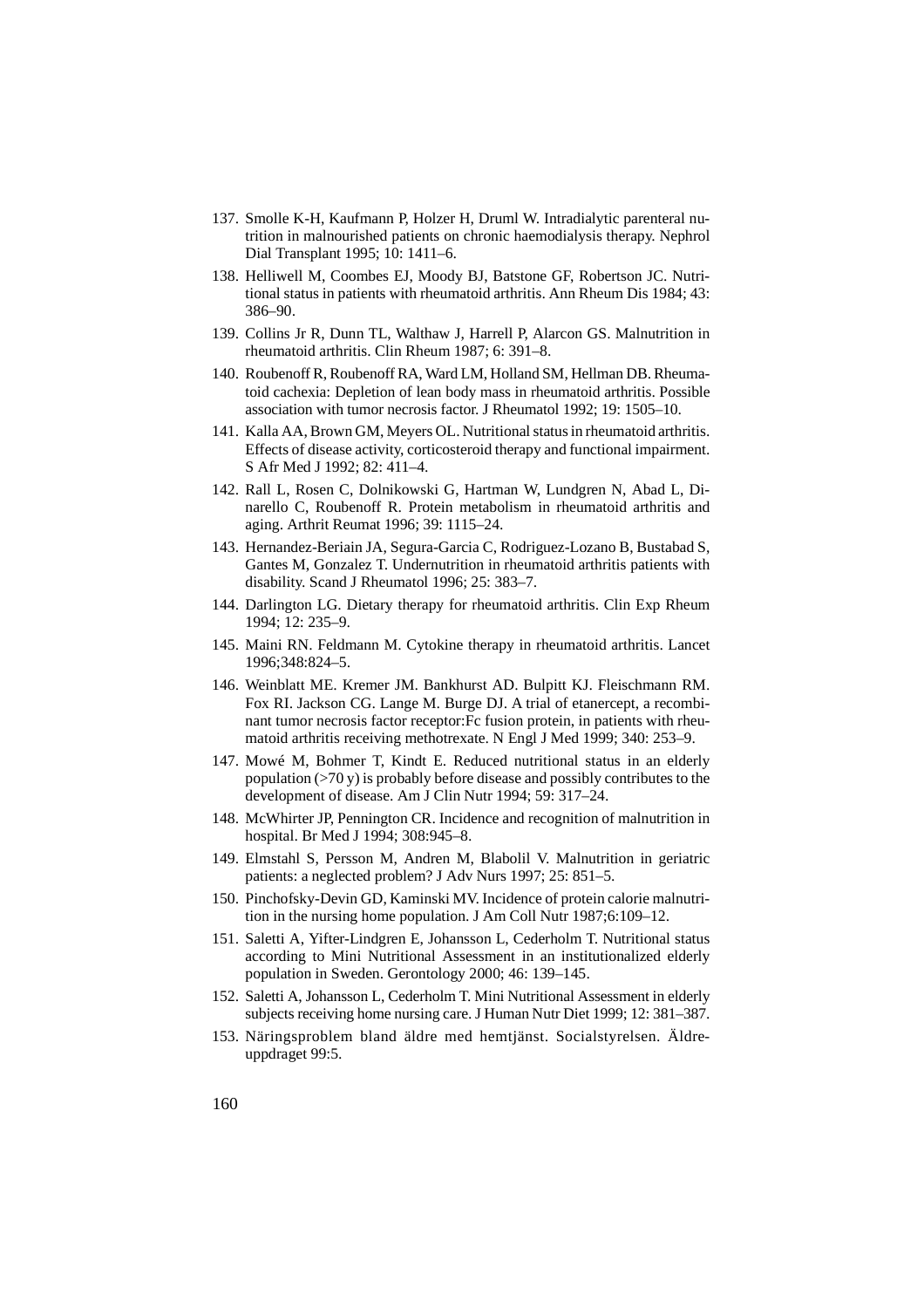137. Smolle K-H, Kaufmann P, Holzer H, Druml W. Intradialytic parenteral nutrition in malnourished patients on chronic haemodialysis therapy. Nephrol Dial Transplant 1995; 10: 1411–6.

138. Helliwell M, Coombes EJ, Moody BJ, Batstone GF, Robertson JC. Nutritional status in patients with rheumatoid arthritis. Ann Rheum Dis 1984; 43: 386–90.

139. Collins Jr R, Dunn TL, Walthaw J, Harrell P, Alarcon GS. Malnutrition in rheumatoid arthritis. Clin Rheum 1987; 6: 391–8.

140. Roubenoff R, Roubenoff RA, Ward LM, Holland SM, Hellman DB. Rheumatoid cachexia: Depletion of lean body mass in rheumatoid arthritis. Possible association with tumor necrosis factor. J Rheumatol 1992; 19: 1505–10.

141. Kalla AA, Brown GM, Meyers OL. Nutritional status in rheumatoid arthritis. Effects of disease activity, corticosteroid therapy and functional impairment. S Afr Med J 1992; 82: 411–4.

142. Rall L, Rosen C, Dolnikowski G, Hartman W, Lundgren N, Abad L, Dinarello C, Roubenoff R. Protein metabolism in rheumatoid arthritis and aging. Arthrit Reumat 1996; 39: 1115–24.

143. Hernandez-Beriain JA, Segura-Garcia C, Rodriguez-Lozano B, Bustabad S, Gantes M, Gonzalez T. Undernutrition in rheumatoid arthritis patients with disability. Scand J Rheumatol 1996; 25: 383–7.

144. Darlington LG. Dietary therapy for rheumatoid arthritis. Clin Exp Rheum 1994; 12: 235–9.

145. Maini RN. Feldmann M. Cytokine therapy in rheumatoid arthritis. Lancet 1996;348:824–5.

146. Weinblatt ME. Kremer JM. Bankhurst AD. Bulpitt KJ. Fleischmann RM. Fox RI. Jackson CG. Lange M. Burge DJ. A trial of etanercept, a recombinant tumor necrosis factor receptor:Fc fusion protein, in patients with rheumatoid arthritis receiving methotrexate. N Engl J Med 1999; 340: 253–9.

147. Mowé M, Bohmer T, Kindt E. Reduced nutritional status in an elderly population (>70 y) is probably before disease and possibly contributes to the development of disease. Am J Clin Nutr 1994; 59: 317–24.

148. McWhirter JP, Pennington CR. Incidence and recognition of malnutrition in hospital. Br Med J 1994; 308:945–8.

149. Elmstahl S, Persson M, Andren M, Blabolil V. Malnutrition in geriatric patients: a neglected problem? J Adv Nurs 1997; 25: 851–5.

150. Pinchofsky-Devin GD, Kaminski MV. Incidence of protein calorie malnutrition in the nursing home population. J Am Coll Nutr 1987;6:109–12.

151. Saletti A, Yifter-Lindgren E, Johansson L, Cederholm T. Nutritional status according to Mini Nutritional Assessment in an institutionalized elderly population in Sweden. Gerontology 2000; 46: 139–145.

152. Saletti A, Johansson L, Cederholm T. Mini Nutritional Assessment in elderly subjects receiving home nursing care. J Human Nutr Diet 1999; 12: 381–387.

153. Näringsproblem bland äldre med hemtjänst. Socialstyrelsen. Äldreuppdraget 99:5.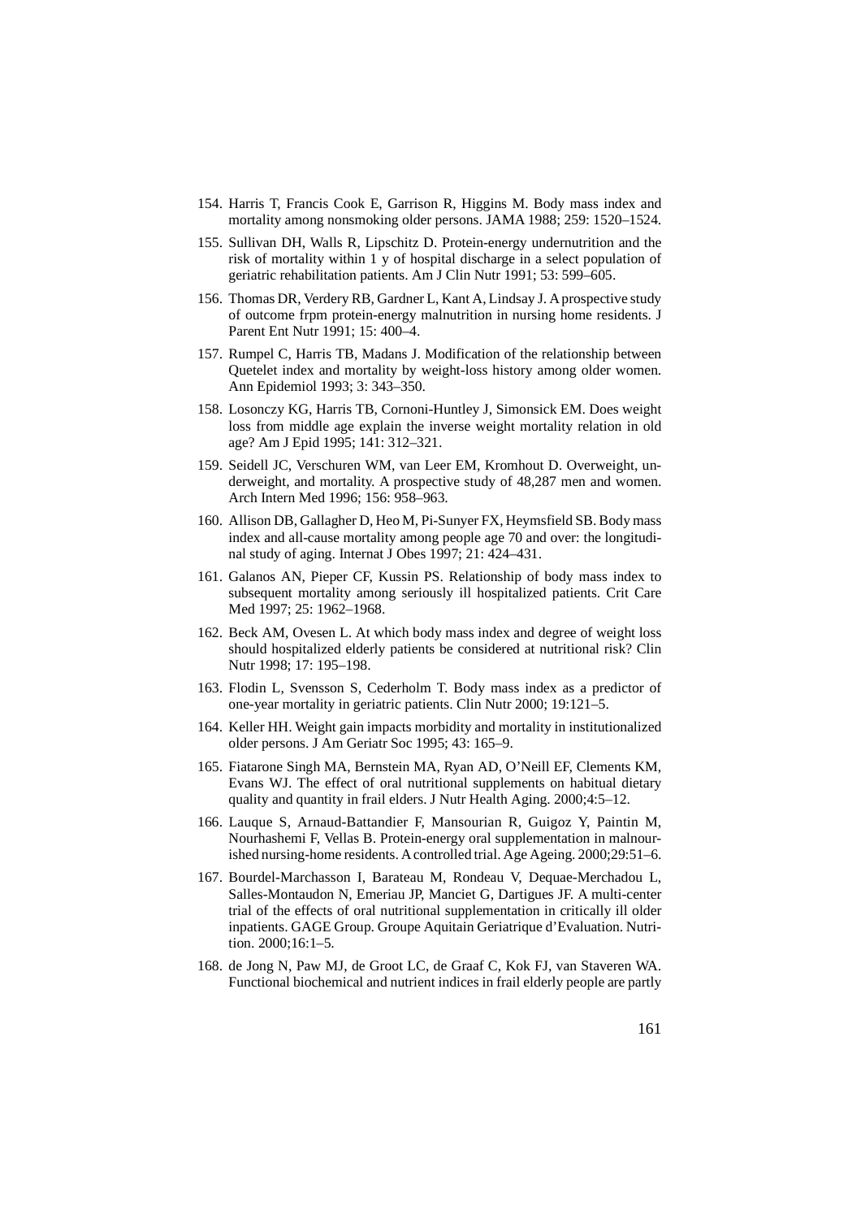154. Harris T, Francis Cook E, Garrison R, Higgins M. Body mass index and mortality among nonsmoking older persons. JAMA 1988; 259: 1520–1524.

155. Sullivan DH, Walls R, Lipschitz D. Protein-energy undernutrition and the risk of mortality within 1 y of hospital discharge in a select population of geriatric rehabilitation patients. Am J Clin Nutr 1991; 53: 599–605.

156. Thomas DR, Verdery RB, Gardner L, Kant A, Lindsay J. A prospective study of outcome frpm protein-energy malnutrition in nursing home residents. J Parent Ent Nutr 1991; 15: 400–4.

157. Rumpel C, Harris TB, Madans J. Modification of the relationship between Quetelet index and mortality by weight-loss history among older women. Ann Epidemiol 1993; 3: 343–350.

158. Losonczy KG, Harris TB, Cornoni-Huntley J, Simonsick EM. Does weight loss from middle age explain the inverse weight mortality relation in old age? Am J Epid 1995; 141: 312–321.

159. Seidell JC, Verschuren WM, van Leer EM, Kromhout D. Overweight, underweight, and mortality. A prospective study of 48,287 men and women. Arch Intern Med 1996; 156: 958–963.

160. Allison DB, Gallagher D, Heo M, Pi-Sunyer FX, Heymsfield SB. Body mass index and all-cause mortality among people age 70 and over: the longitudinal study of aging. Internat J Obes 1997; 21: 424–431.

161. Galanos AN, Pieper CF, Kussin PS. Relationship of body mass index to subsequent mortality among seriously ill hospitalized patients. Crit Care Med 1997; 25: 1962–1968.

162. Beck AM, Ovesen L. At which body mass index and degree of weight loss should hospitalized elderly patients be considered at nutritional risk? Clin Nutr 1998; 17: 195–198.

163. Flodin L, Svensson S, Cederholm T. Body mass index as a predictor of one-year mortality in geriatric patients. Clin Nutr 2000; 19:121–5.

164. Keller HH. Weight gain impacts morbidity and mortality in institutionalized older persons. J Am Geriatr Soc 1995; 43: 165–9.

165. Fiatarone Singh MA, Bernstein MA, Ryan AD, O'Neill EF, Clements KM, Evans WJ. The effect of oral nutritional supplements on habitual dietary quality and quantity in frail elders. J Nutr Health Aging. 2000;4:5–12.

166. Lauque S, Arnaud-Battandier F, Mansourian R, Guigoz Y, Paintin M, Nourhashemi F, Vellas B. Protein-energy oral supplementation in malnourished nursing-home residents. A controlled trial. Age Ageing. 2000;29:51–6.

167. Bourdel-Marchasson I, Barateau M, Rondeau V, Dequae-Merchadou L, Salles-Montaudon N, Emeriau JP, Manciet G, Dartigues JF. A multi-center trial of the effects of oral nutritional supplementation in critically ill older inpatients. GAGE Group. Groupe Aquitain Geriatrique d'Evaluation. Nutrition. 2000;16:1–5.

168. de Jong N, Paw MJ, de Groot LC, de Graaf C, Kok FJ, van Staveren WA. Functional biochemical and nutrient indices in frail elderly people are partly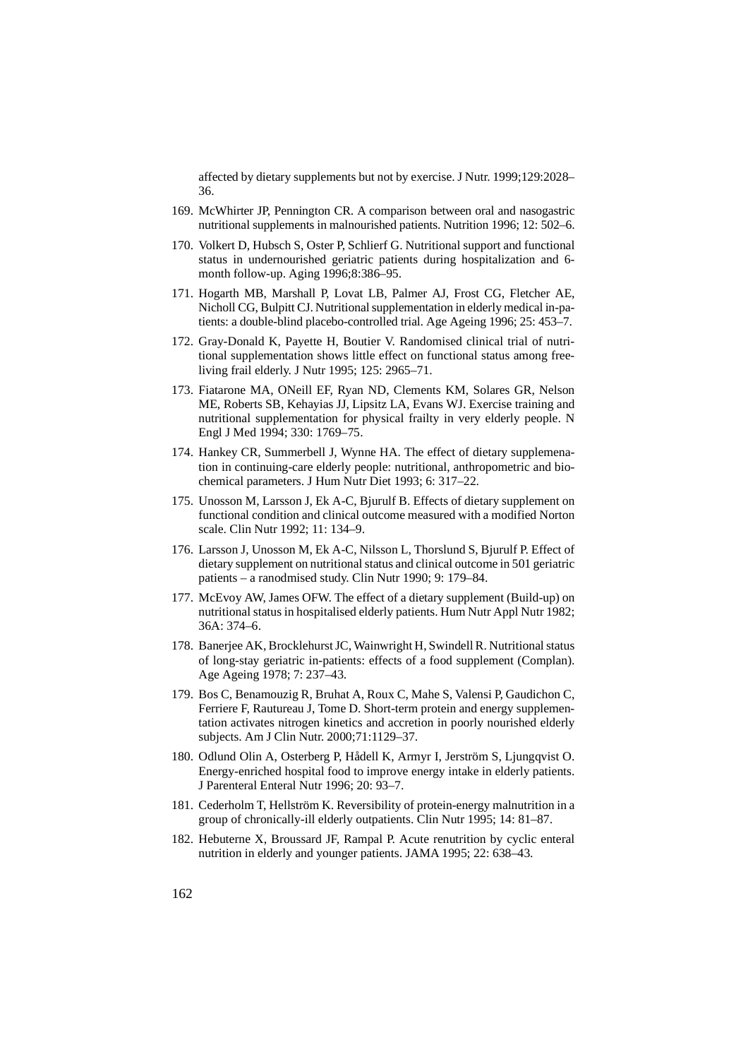affected by dietary supplements but not by exercise. J Nutr. 1999;129:2028–36.

169. McWhirter JP, Pennington CR. A comparison between oral and nasogastric nutritional supplements in malnourished patients. Nutrition 1996; 12: 502–6.

170. Volkert D, Hubsch S, Oster P, Schlierf G. Nutritional support and functional status in undernourished geriatric patients during hospitalization and 6-month follow-up. Aging 1996;8:386–95.

171. Hogarth MB, Marshall P, Lovat LB, Palmer AJ, Frost CG, Fletcher AE, Nicholl CG, Bulpitt CJ. Nutritional supplementation in elderly medical in-patients: a double-blind placebo-controlled trial. Age Ageing 1996; 25: 453–7.

172. Gray-Donald K, Payette H, Boutier V. Randomised clinical trial of nutritional supplementation shows little effect on functional status among free-living frail elderly. J Nutr 1995; 125: 2965–71.

173. Fiatarone MA, ONeill EF, Ryan ND, Clements KM, Solares GR, Nelson ME, Roberts SB, Kehayias JJ, Lipsitz LA, Evans WJ. Exercise training and nutritional supplementation for physical frailty in very elderly people. N Engl J Med 1994; 330: 1769–75.

174. Hankey CR, Summerbell J, Wynne HA. The effect of dietary supplemenation in continuing-care elderly people: nutritional, anthropometric and biochemical parameters. J Hum Nutr Diet 1993; 6: 317–22.

175. Unosson M, Larsson J, Ek A-C, Bjurulf B. Effects of dietary supplement on functional condition and clinical outcome measured with a modified Norton scale. Clin Nutr 1992; 11: 134–9.

176. Larsson J, Unosson M, Ek A-C, Nilsson L, Thorslund S, Bjurulf P. Effect of dietary supplement on nutritional status and clinical outcome in 501 geriatric patients – a ranodmised study. Clin Nutr 1990; 9: 179–84.

177. McEvoy AW, James OFW. The effect of a dietary supplement (Build-up) on nutritional status in hospitalised elderly patients. Hum Nutr Appl Nutr 1982; 36A: 374–6.

178. Banerjee AK, Brocklehurst JC, Wainwright H, Swindell R. Nutritional status of long-stay geriatric in-patients: effects of a food supplement (Complan). Age Ageing 1978; 7: 237–43.

179. Bos C, Benamouzig R, Bruhat A, Roux C, Mahe S, Valensi P, Gaudichon C, Ferriere F, Rautureau J, Tome D. Short-term protein and energy supplementation activates nitrogen kinetics and accretion in poorly nourished elderly subjects. Am J Clin Nutr. 2000;71:1129–37.

180. Odlund Olin A, Osterberg P, Hådell K, Armyr I, Jerström S, Ljungqvist O. Energy-enriched hospital food to improve energy intake in elderly patients. J Parenteral Enteral Nutr 1996; 20: 93–7.

181. Cederholm T, Hellström K. Reversibility of protein-energy malnutrition in a group of chronically-ill elderly outpatients. Clin Nutr 1995; 14: 81–87.

182. Hebuterne X, Broussard JF, Rampal P. Acute renutrition by cyclic enteral nutrition in elderly and younger patients. JAMA 1995; 22: 638–43.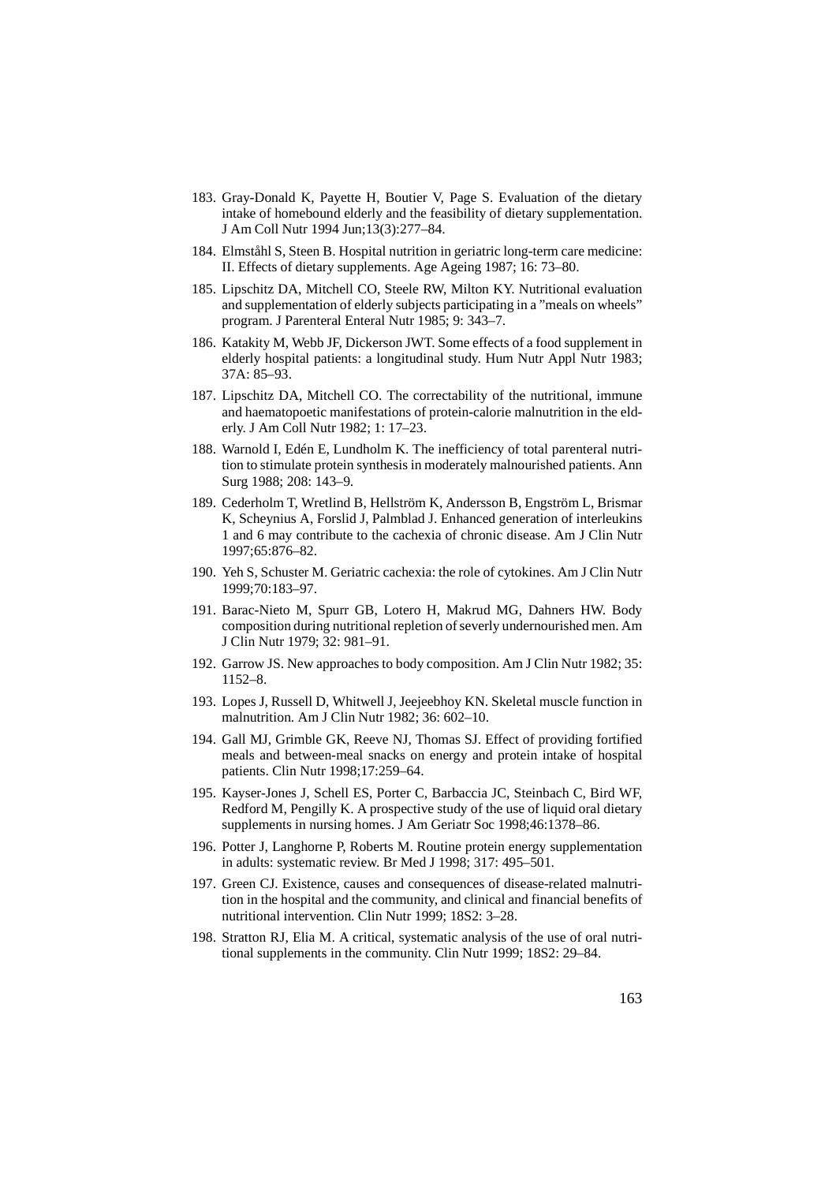183. Gray-Donald K, Payette H, Boutier V, Page S. Evaluation of the dietary intake of homebound elderly and the feasibility of dietary supplementation. J Am Coll Nutr 1994 Jun;13(3):277–84.

184. Elmståhl S, Steen B. Hospital nutrition in geriatric long-term care medicine: II. Effects of dietary supplements. Age Ageing 1987; 16: 73–80.

185. Lipschitz DA, Mitchell CO, Steele RW, Milton KY. Nutritional evaluation and supplementation of elderly subjects participating in a "meals on wheels" program. J Parenteral Enteral Nutr 1985; 9: 343–7.

186. Katakity M, Webb JF, Dickerson JWT. Some effects of a food supplement in elderly hospital patients: a longitudinal study. Hum Nutr Appl Nutr 1983; 37A: 85–93.

187. Lipschitz DA, Mitchell CO. The correctability of the nutritional, immune and haematopoetic manifestations of protein-calorie malnutrition in the elderly. J Am Coll Nutr 1982; 1: 17–23.

188. Warnold I, Edén E, Lundholm K. The inefficiency of total parenteral nutrition to stimulate protein synthesis in moderately malnourished patients. Ann Surg 1988; 208: 143–9.

189. Cederholm T, Wretlind B, Hellström K, Andersson B, Engström L, Brismar K, Scheynius A, Forslid J, Palmblad J. Enhanced generation of interleukins 1 and 6 may contribute to the cachexia of chronic disease. Am J Clin Nutr 1997;65:876–82.

190. Yeh S, Schuster M. Geriatric cachexia: the role of cytokines. Am J Clin Nutr 1999;70:183–97.

191. Barac-Nieto M, Spurr GB, Lotero H, Makrud MG, Dahners HW. Body composition during nutritional repletion of severly undernourished men. Am J Clin Nutr 1979; 32: 981–91.

192. Garrow JS. New approaches to body composition. Am J Clin Nutr 1982; 35: 1152–8.

193. Lopes J, Russell D, Whitwell J, Jeejeebhoy KN. Skeletal muscle function in malnutrition. Am J Clin Nutr 1982; 36: 602–10.

194. Gall MJ, Grimble GK, Reeve NJ, Thomas SJ. Effect of providing fortified meals and between-meal snacks on energy and protein intake of hospital patients. Clin Nutr 1998;17:259–64.

195. Kayser-Jones J, Schell ES, Porter C, Barbaccia JC, Steinbach C, Bird WF, Redford M, Pengilly K. A prospective study of the use of liquid oral dietary supplements in nursing homes. J Am Geriatr Soc 1998;46:1378–86.

196. Potter J, Langhorne P, Roberts M. Routine protein energy supplementation in adults: systematic review. Br Med J 1998; 317: 495–501.

197. Green CJ. Existence, causes and consequences of disease-related malnutrition in the hospital and the community, and clinical and financial benefits of nutritional intervention. Clin Nutr 1999; 18S2: 3–28.

198. Stratton RJ, Elia M. A critical, systematic analysis of the use of oral nutritional supplements in the community. Clin Nutr 1999; 18S2: 29–84.